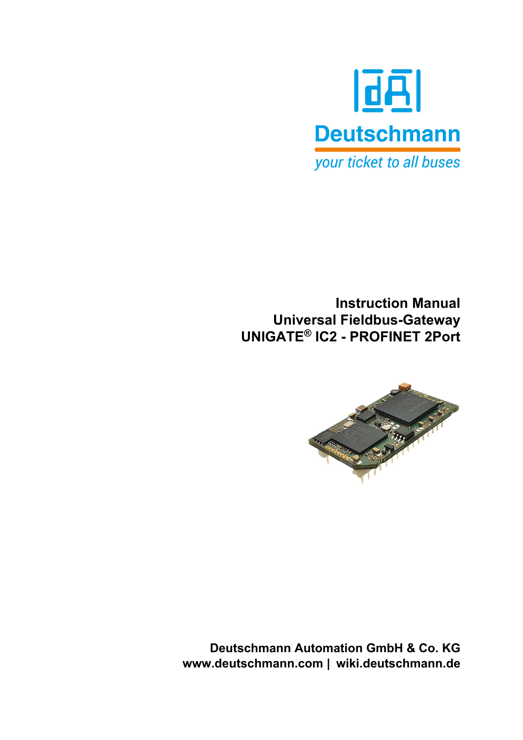Deutschmann

*your ticket to all buses*

# Instruction Manual
# Universal Fieldbus-Gateway
# UNIGATE® IC2 - PROFINET 2Port

**Deutschmann Automation GmbH & Co. KG**
**www.deutschmann.com | wiki.deutschmann.de**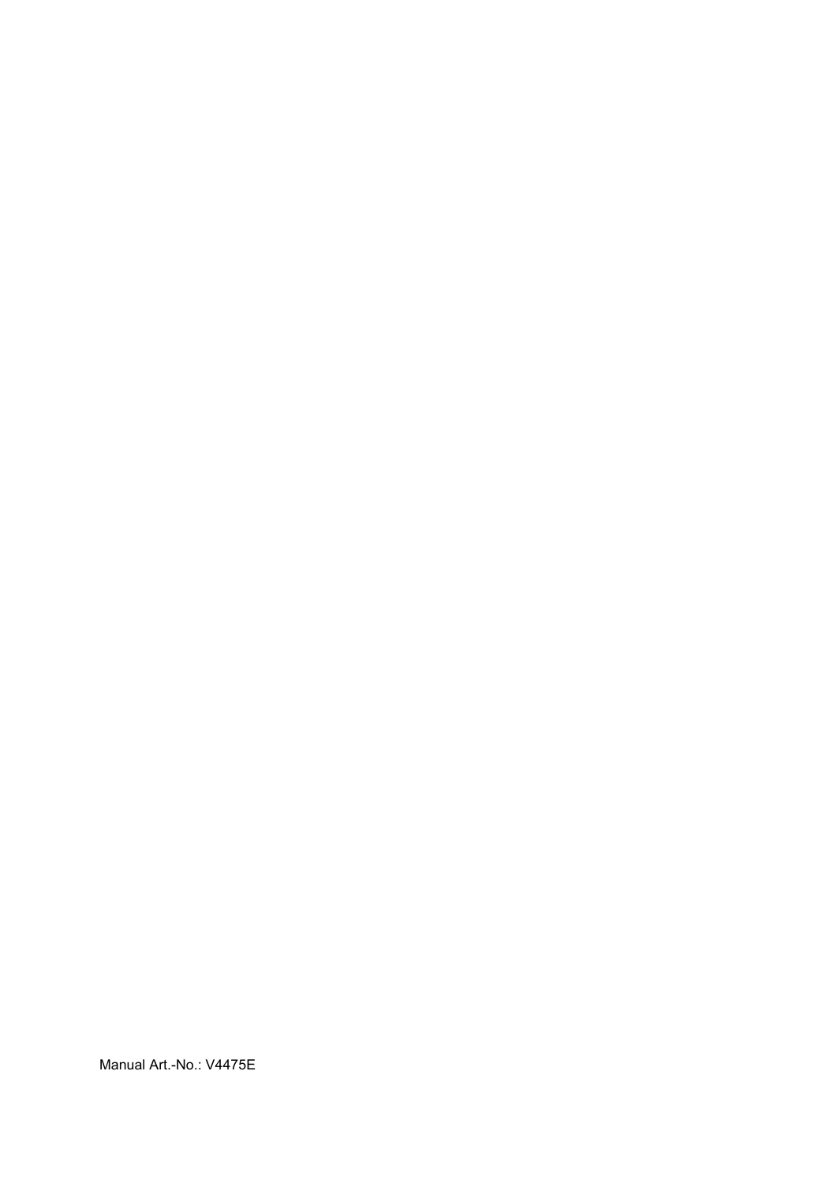Manual Art.-No.: V4475E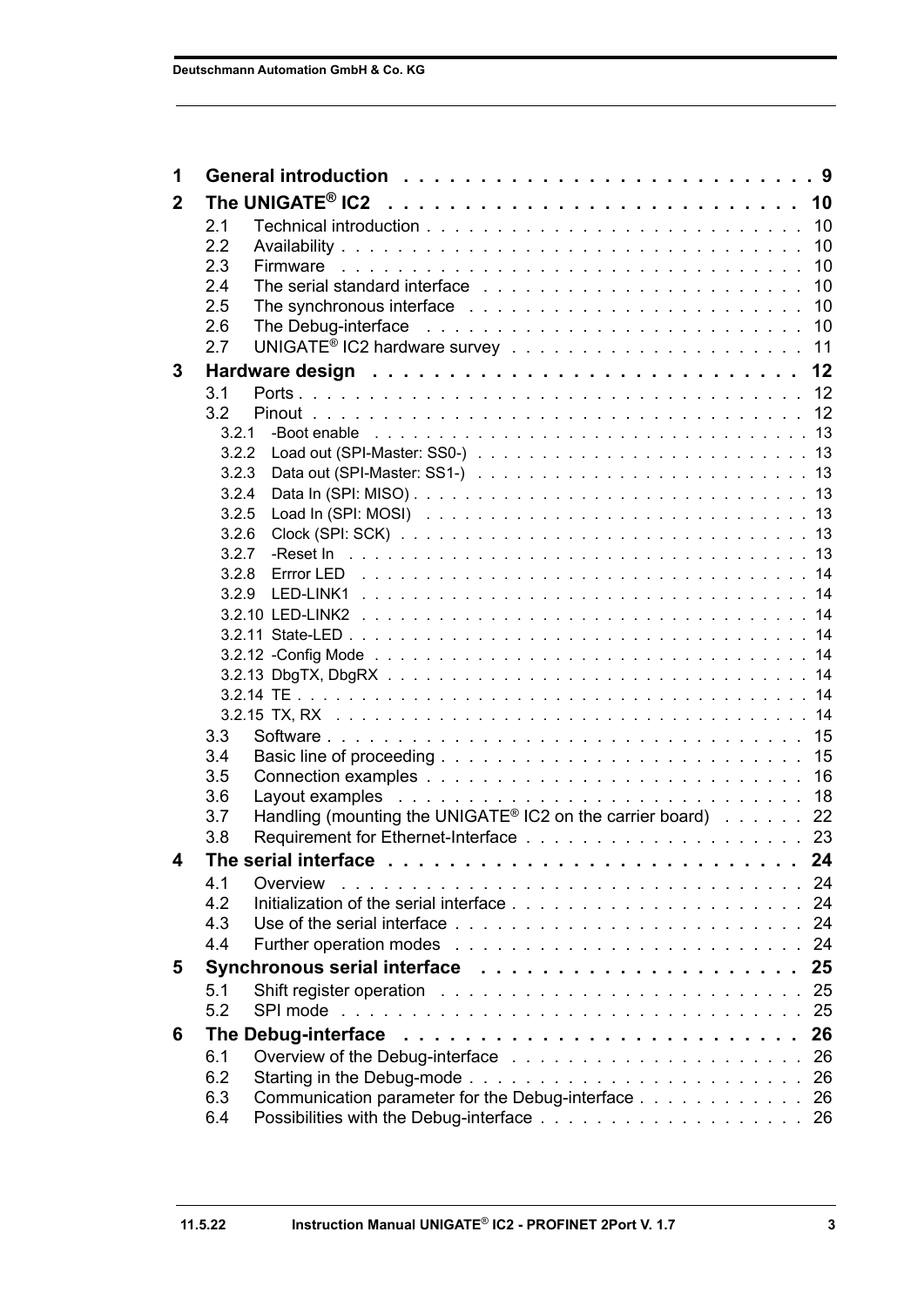| | | |
|---|---|---|
| **1** | **General introduction** | **9** |
| **2** | **The UNIGATE® IC2** | **10** |
| 2.1 | Technical introduction | 10 |
| 2.2 | Availability | 10 |
| 2.3 | Firmware | 10 |
| 2.4 | The serial standard interface | 10 |
| 2.5 | The synchronous interface | 10 |
| 2.6 | The Debug-interface | 10 |
| 2.7 | UNIGATE® IC2 hardware survey | 11 |
| **3** | **Hardware design** | **12** |
| 3.1 | Ports | 12 |
| 3.2 | Pinout | 12 |
| 3.2.1 | -Boot enable | 13 |
| 3.2.2 | Load out (SPI-Master: SS0-) | 13 |
| 3.2.3 | Data out (SPI-Master: SS1-) | 13 |
| 3.2.4 | Data In (SPI: MISO) | 13 |
| 3.2.5 | Load In (SPI: MOSI) | 13 |
| 3.2.6 | Clock (SPI: SCK) | 13 |
| 3.2.7 | -Reset In | 13 |
| 3.2.8 | Errror LED | 14 |
| 3.2.9 | LED-LINK1 | 14 |
| 3.2.10 | LED-LINK2 | 14 |
| 3.2.11 | State-LED | 14 |
| 3.2.12 | -Config Mode | 14 |
| 3.2.13 | DbgTX, DbgRX | 14 |
| 3.2.14 | TE | 14 |
| 3.2.15 | TX, RX | 14 |
| 3.3 | Software | 15 |
| 3.4 | Basic line of proceeding | 15 |
| 3.5 | Connection examples | 16 |
| 3.6 | Layout examples | 18 |
| 3.7 | Handling (mounting the UNIGATE® IC2 on the carrier board) | 22 |
| 3.8 | Requirement for Ethernet-Interface | 23 |
| **4** | **The serial interface** | **24** |
| 4.1 | Overview | 24 |
| 4.2 | Initialization of the serial interface | 24 |
| 4.3 | Use of the serial interface | 24 |
| 4.4 | Further operation modes | 24 |
| **5** | **Synchronous serial interface** | **25** |
| 5.1 | Shift register operation | 25 |
| 5.2 | SPI mode | 25 |
| **6** | **The Debug-interface** | **26** |
| 6.1 | Overview of the Debug-interface | 26 |
| 6.2 | Starting in the Debug-mode | 26 |
| 6.3 | Communication parameter for the Debug-interface | 26 |
| 6.4 | Possibilities with the Debug-interface | 26 |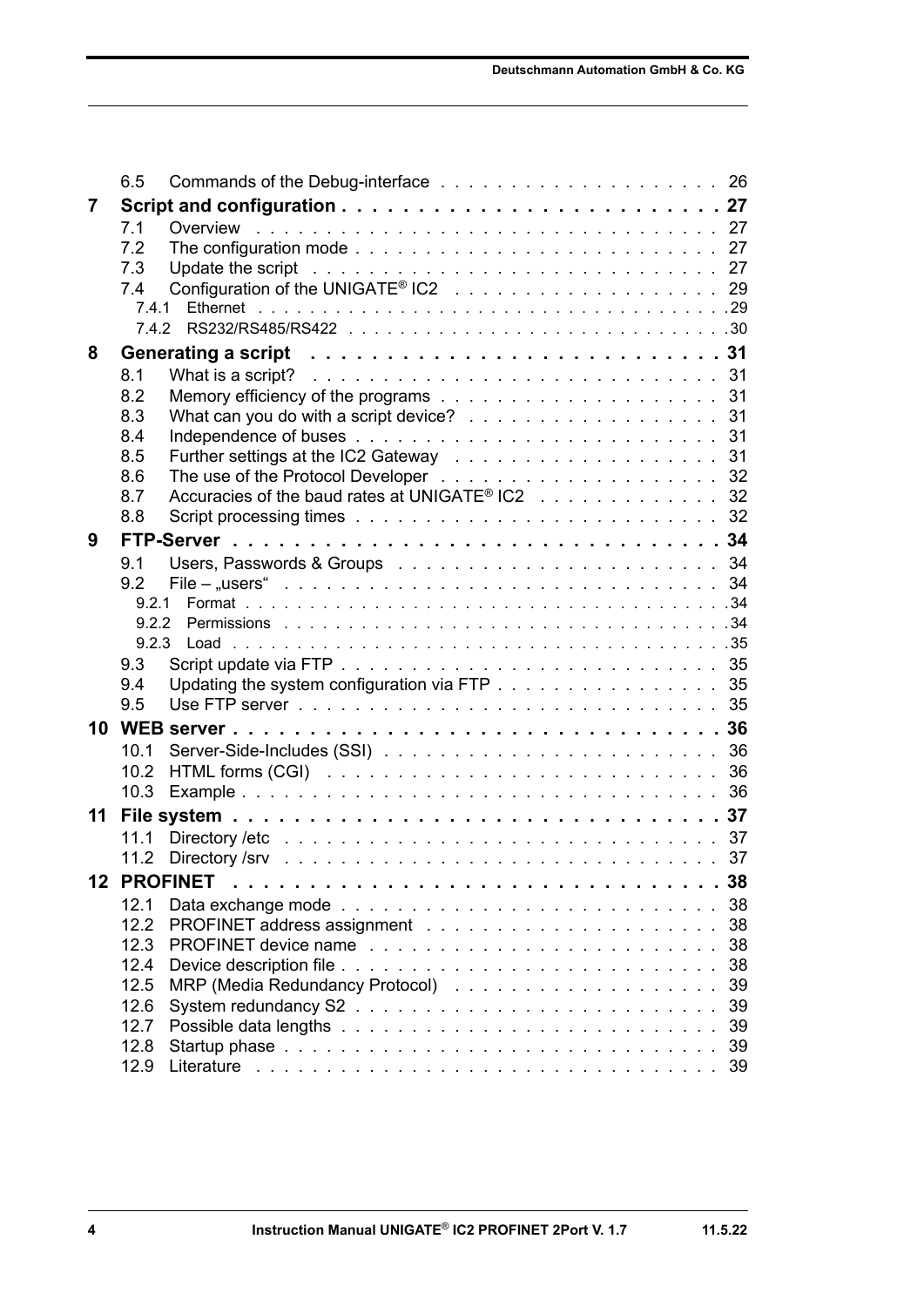6.5 Commands of the Debug-interface . . . . . . . . . . . . . . . . . . . . 26

**7 Script and configuration . . . . . . . . . . . . . . . . . . . . . . . . . 27**

7.1 Overview . . . . . . . . . . . . . . . . . . . . . . . . . . . . . . . . 27
7.2 The configuration mode . . . . . . . . . . . . . . . . . . . . . . . . . 27
7.3 Update the script . . . . . . . . . . . . . . . . . . . . . . . . . . . . 27
7.4 Configuration of the UNIGATE® IC2 . . . . . . . . . . . . . . . . . . . 29
7.4.1 Ethernet . . . . . . . . . . . . . . . . . . . . . . . . . . . . . . . . . . .29
7.4.2 RS232/RS485/RS422 . . . . . . . . . . . . . . . . . . . . . . . . . . . . .30

**8 Generating a script . . . . . . . . . . . . . . . . . . . . . . . . . . 31**

8.1 What is a script? . . . . . . . . . . . . . . . . . . . . . . . . . . . . 31
8.2 Memory efficiency of the programs . . . . . . . . . . . . . . . . . . . 31
8.3 What can you do with a script device? . . . . . . . . . . . . . . . . . 31
8.4 Independence of buses . . . . . . . . . . . . . . . . . . . . . . . . . 31
8.5 Further settings at the IC2 Gateway . . . . . . . . . . . . . . . . . . 31
8.6 The use of the Protocol Developer . . . . . . . . . . . . . . . . . . . 32
8.7 Accuracies of the baud rates at UNIGATE® IC2 . . . . . . . . . . . . . 32
8.8 Script processing times . . . . . . . . . . . . . . . . . . . . . . . . . 32

**9 FTP-Server . . . . . . . . . . . . . . . . . . . . . . . . . . . . . . . . 34**

9.1 Users, Passwords & Groups . . . . . . . . . . . . . . . . . . . . . . . 34
9.2 File – „users“ . . . . . . . . . . . . . . . . . . . . . . . . . . . . . . 34
9.2.1 Format . . . . . . . . . . . . . . . . . . . . . . . . . . . . . . . . . . .34
9.2.2 Permissions . . . . . . . . . . . . . . . . . . . . . . . . . . . . . . . .34
9.2.3 Load . . . . . . . . . . . . . . . . . . . . . . . . . . . . . . . . . . . .35
9.3 Script update via FTP . . . . . . . . . . . . . . . . . . . . . . . . . . 35
9.4 Updating the system configuration via FTP . . . . . . . . . . . . . . . 35
9.5 Use FTP server . . . . . . . . . . . . . . . . . . . . . . . . . . . . . . 35

**10 WEB server . . . . . . . . . . . . . . . . . . . . . . . . . . . . . . . . 36**

10.1 Server-Side-Includes (SSI) . . . . . . . . . . . . . . . . . . . . . . . 36
10.2 HTML forms (CGI) . . . . . . . . . . . . . . . . . . . . . . . . . . . . 36
10.3 Example . . . . . . . . . . . . . . . . . . . . . . . . . . . . . . . . . 36

**11 File system . . . . . . . . . . . . . . . . . . . . . . . . . . . . . . . . 37**

11.1 Directory /etc . . . . . . . . . . . . . . . . . . . . . . . . . . . . . . 37
11.2 Directory /srv . . . . . . . . . . . . . . . . . . . . . . . . . . . . . . 37

**12 PROFINET . . . . . . . . . . . . . . . . . . . . . . . . . . . . . . . . . 38**

12.1 Data exchange mode . . . . . . . . . . . . . . . . . . . . . . . . . . . 38
12.2 PROFINET address assignment . . . . . . . . . . . . . . . . . . . . . . 38
12.3 PROFINET device name . . . . . . . . . . . . . . . . . . . . . . . . . . 38
12.4 Device description file . . . . . . . . . . . . . . . . . . . . . . . . . 38
12.5 MRP (Media Redundancy Protocol) . . . . . . . . . . . . . . . . . . . . 39
12.6 System redundancy S2 . . . . . . . . . . . . . . . . . . . . . . . . . . 39
12.7 Possible data lengths . . . . . . . . . . . . . . . . . . . . . . . . . . 39
12.8 Startup phase . . . . . . . . . . . . . . . . . . . . . . . . . . . . . . 39
12.9 Literature . . . . . . . . . . . . . . . . . . . . . . . . . . . . . . . . 39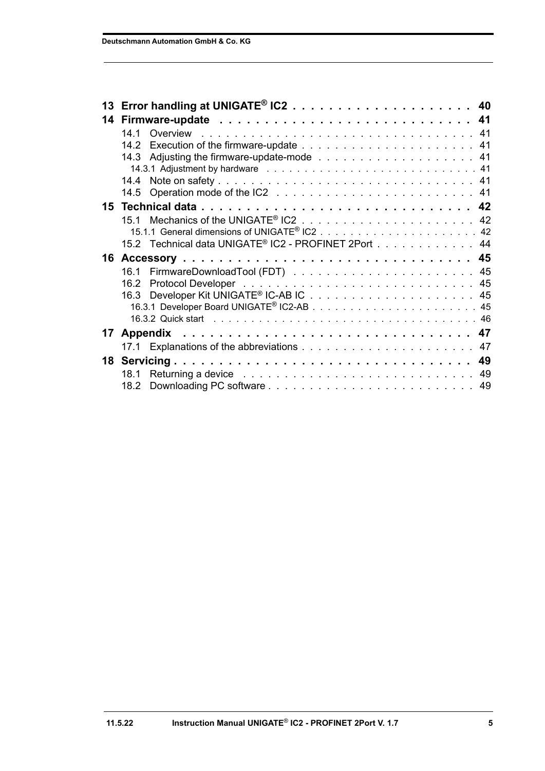13 **Error handling at UNIGATE® IC2** . . . . . . . . . . . . . . . . . . . . 40

14 **Firmware-update** . . . . . . . . . . . . . . . . . . . . . . . . . . . 41

- 14.1 Overview . . . . . . . . . . . . . . . . . . . . . . . . . . . . . . . 41
- 14.2 Execution of the firmware-update . . . . . . . . . . . . . . . . . . . . 41
- 14.3 Adjusting the firmware-update-mode . . . . . . . . . . . . . . . . . . 41
  - 14.3.1 Adjustment by hardware . . . . . . . . . . . . . . . . . . . . . . . . . . 41
- 14.4 Note on safety . . . . . . . . . . . . . . . . . . . . . . . . . . . . . . 41
- 14.5 Operation mode of the IC2 . . . . . . . . . . . . . . . . . . . . . . . 41

15 **Technical data** . . . . . . . . . . . . . . . . . . . . . . . . . . . . . 42

- 15.1 Mechanics of the UNIGATE® IC2 . . . . . . . . . . . . . . . . . . . . 42
  - 15.1.1 General dimensions of UNIGATE® IC2 . . . . . . . . . . . . . . . . . . . . 42
- 15.2 Technical data UNIGATE® IC2 - PROFINET 2Port . . . . . . . . . . . . 44

16 **Accessory** . . . . . . . . . . . . . . . . . . . . . . . . . . . . . . . 45

- 16.1 FirmwareDownloadTool (FDT) . . . . . . . . . . . . . . . . . . . . . 45
- 16.2 Protocol Developer . . . . . . . . . . . . . . . . . . . . . . . . . . . 45
- 16.3 Developer Kit UNIGATE® IC-AB IC . . . . . . . . . . . . . . . . . . . 45
  - 16.3.1 Developer Board UNIGATE® IC2-AB . . . . . . . . . . . . . . . . . . . . . 45
  - 16.3.2 Quick start . . . . . . . . . . . . . . . . . . . . . . . . . . . . . . . . . 46

17 **Appendix** . . . . . . . . . . . . . . . . . . . . . . . . . . . . . . . 47

- 17.1 Explanations of the abbreviations . . . . . . . . . . . . . . . . . . . . 47

18 **Servicing** . . . . . . . . . . . . . . . . . . . . . . . . . . . . . . . 49

- 18.1 Returning a device . . . . . . . . . . . . . . . . . . . . . . . . . . . 49
- 18.2 Downloading PC software . . . . . . . . . . . . . . . . . . . . . . . . 49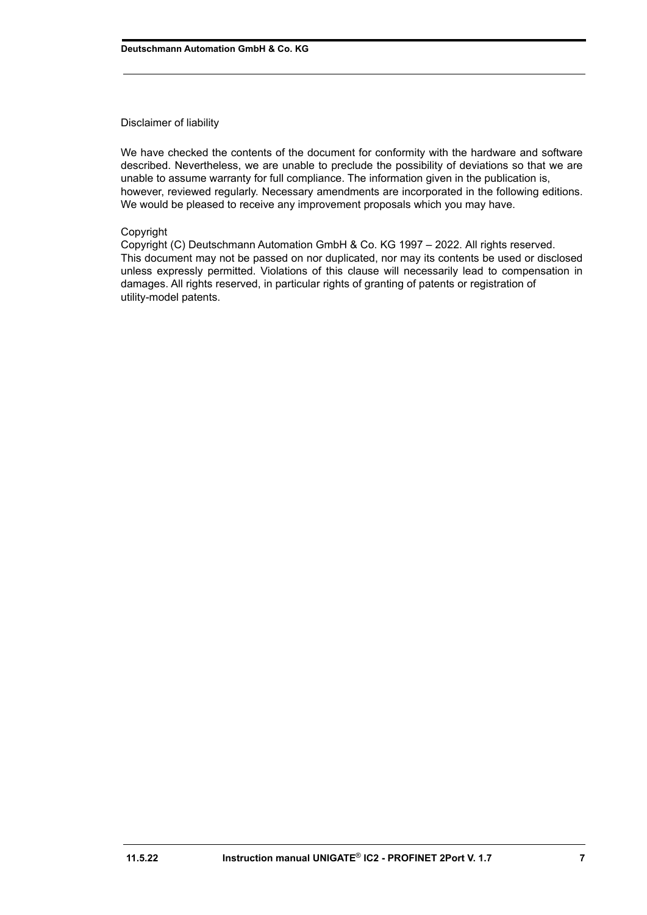Disclaimer of liability

We have checked the contents of the document for conformity with the hardware and software described. Nevertheless, we are unable to preclude the possibility of deviations so that we are unable to assume warranty for full compliance. The information given in the publication is, however, reviewed regularly. Necessary amendments are incorporated in the following editions. We would be pleased to receive any improvement proposals which you may have.

Copyright
Copyright (C) Deutschmann Automation GmbH & Co. KG 1997 – 2022. All rights reserved.
This document may not be passed on nor duplicated, nor may its contents be used or disclosed unless expressly permitted. Violations of this clause will necessarily lead to compensation in damages. All rights reserved, in particular rights of granting of patents or registration of utility-model patents.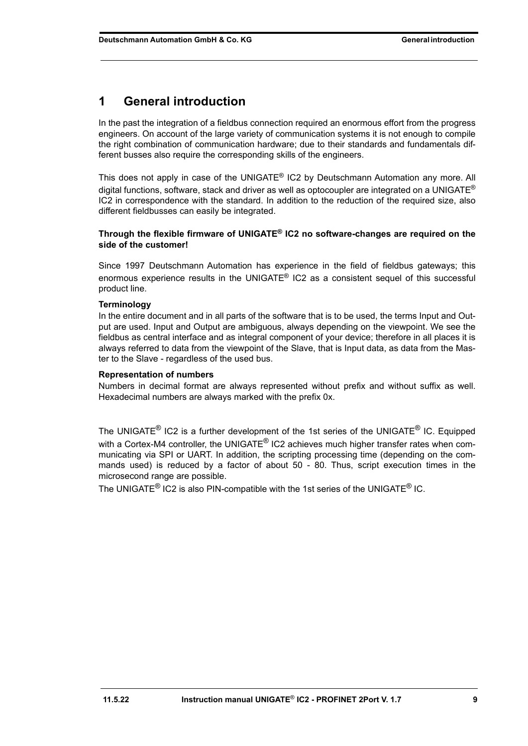# 1 General introduction

In the past the integration of a fieldbus connection required an enormous effort from the progress engineers. On account of the large variety of communication systems it is not enough to compile the right combination of communication hardware; due to their standards and fundamentals different busses also require the corresponding skills of the engineers.

This does not apply in case of the UNIGATE® IC2 by Deutschmann Automation any more. All digital functions, software, stack and driver as well as optocoupler are integrated on a UNIGATE® IC2 in correspondence with the standard. In addition to the reduction of the required size, also different fieldbusses can easily be integrated.

**Through the flexible firmware of UNIGATE® IC2 no software-changes are required on the side of the customer!**

Since 1997 Deutschmann Automation has experience in the field of fieldbus gateways; this enormous experience results in the UNIGATE® IC2 as a consistent sequel of this successful product line.

**Terminology**

In the entire document and in all parts of the software that is to be used, the terms Input and Output are used. Input and Output are ambiguous, always depending on the viewpoint. We see the fieldbus as central interface and as integral component of your device; therefore in all places it is always referred to data from the viewpoint of the Slave, that is Input data, as data from the Master to the Slave - regardless of the used bus.

**Representation of numbers**

Numbers in decimal format are always represented without prefix and without suffix as well. Hexadecimal numbers are always marked with the prefix 0x.

The UNIGATE® IC2 is a further development of the 1st series of the UNIGATE® IC. Equipped with a Cortex-M4 controller, the UNIGATE® IC2 achieves much higher transfer rates when communicating via SPI or UART. In addition, the scripting processing time (depending on the commands used) is reduced by a factor of about 50 - 80. Thus, script execution times in the microsecond range are possible.

The UNIGATE® IC2 is also PIN-compatible with the 1st series of the UNIGATE® IC.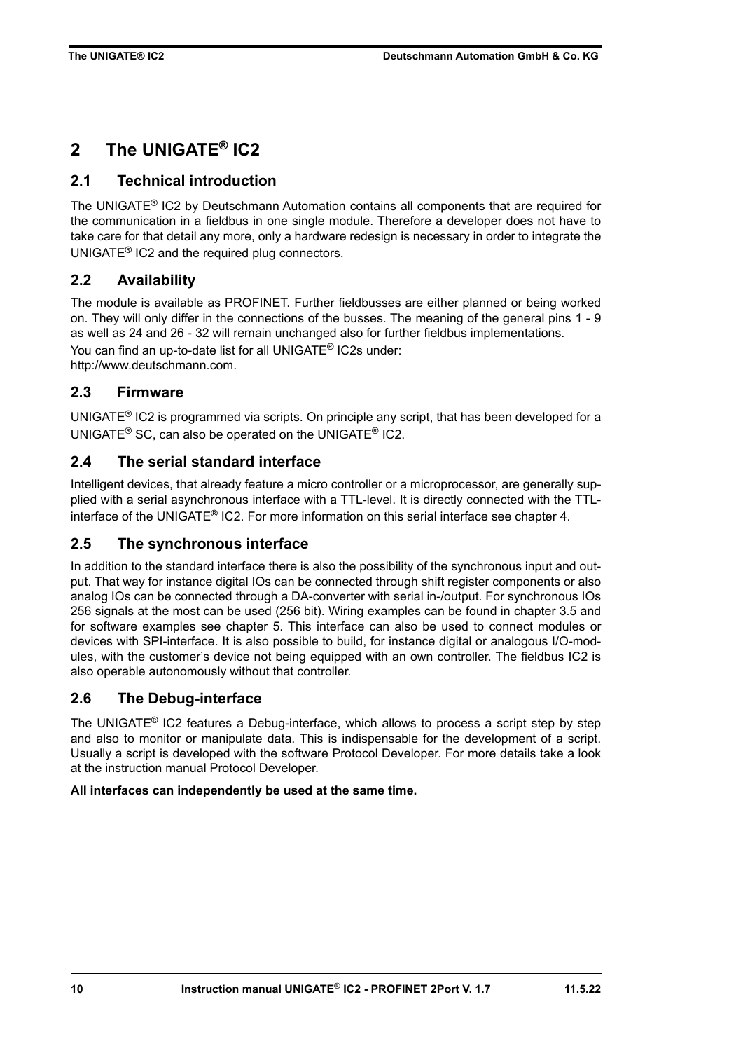# 2 The UNIGATE® IC2

## 2.1 Technical introduction

The UNIGATE® IC2 by Deutschmann Automation contains all components that are required for the communication in a fieldbus in one single module. Therefore a developer does not have to take care for that detail any more, only a hardware redesign is necessary in order to integrate the UNIGATE® IC2 and the required plug connectors.

## 2.2 Availability

The module is available as PROFINET. Further fieldbusses are either planned or being worked on. They will only differ in the connections of the busses. The meaning of the general pins 1 - 9 as well as 24 and 26 - 32 will remain unchanged also for further fieldbus implementations.

You can find an up-to-date list for all UNIGATE® IC2s under:
http://www.deutschmann.com.

## 2.3 Firmware

UNIGATE® IC2 is programmed via scripts. On principle any script, that has been developed for a UNIGATE® SC, can also be operated on the UNIGATE® IC2.

## 2.4 The serial standard interface

Intelligent devices, that already feature a micro controller or a microprocessor, are generally supplied with a serial asynchronous interface with a TTL-level. It is directly connected with the TTL-interface of the UNIGATE® IC2. For more information on this serial interface see chapter 4.

## 2.5 The synchronous interface

In addition to the standard interface there is also the possibility of the synchronous input and output. That way for instance digital IOs can be connected through shift register components or also analog IOs can be connected through a DA-converter with serial in-/output. For synchronous IOs 256 signals at the most can be used (256 bit). Wiring examples can be found in chapter 3.5 and for software examples see chapter 5. This interface can also be used to connect modules or devices with SPI-interface. It is also possible to build, for instance digital or analogous I/O-modules, with the customer's device not being equipped with an own controller. The fieldbus IC2 is also operable autonomously without that controller.

## 2.6 The Debug-interface

The UNIGATE® IC2 features a Debug-interface, which allows to process a script step by step and also to monitor or manipulate data. This is indispensable for the development of a script. Usually a script is developed with the software Protocol Developer. For more details take a look at the instruction manual Protocol Developer.

**All interfaces can independently be used at the same time.**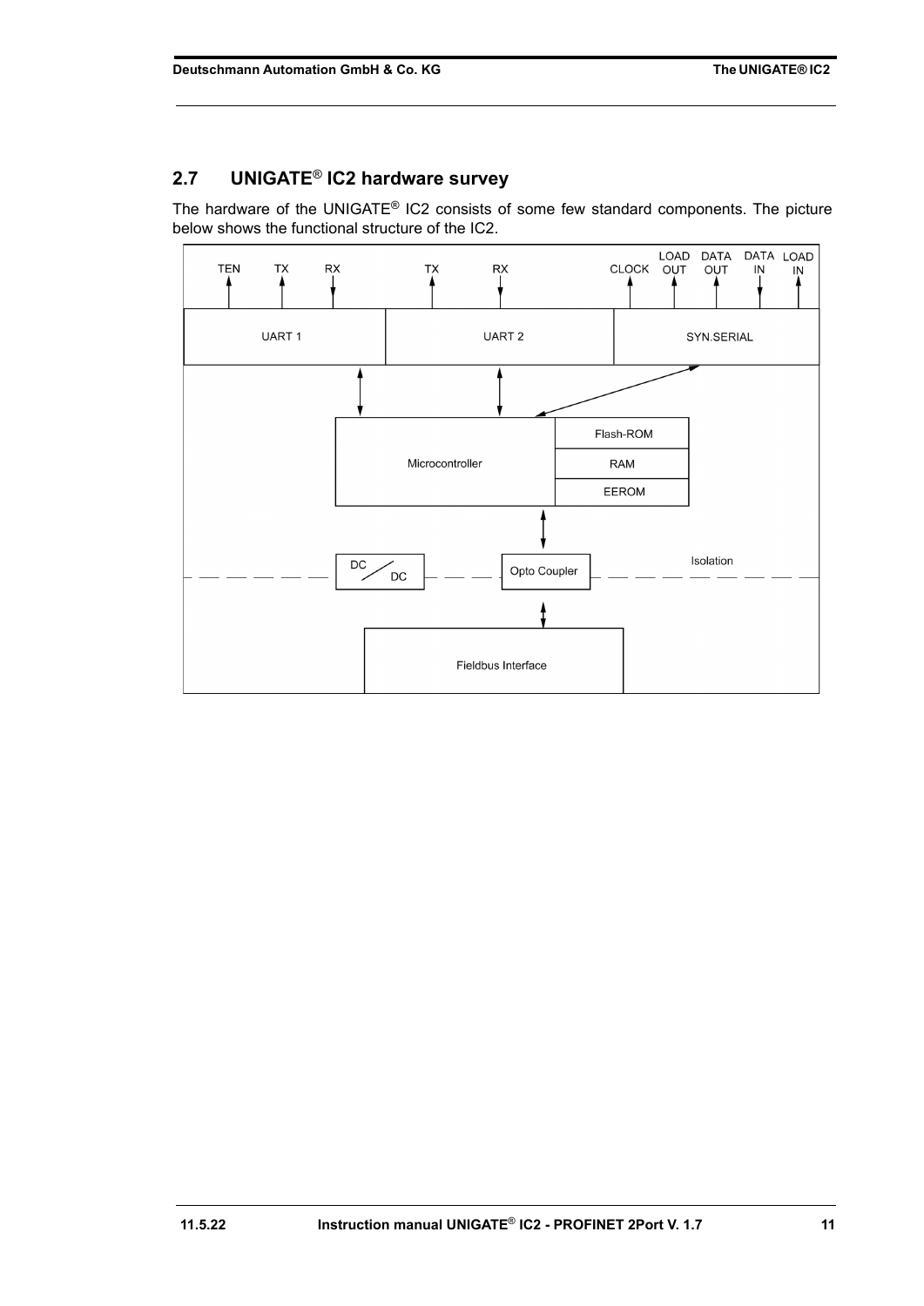## 2.7 UNIGATE® IC2 hardware survey

The hardware of the UNIGATE® IC2 consists of some few standard components. The picture below shows the functional structure of the IC2.

TEN TX RX TX RX CLOCK LOAD OUT DATA OUT DATA IN LOAD IN

UART 1 UART 2 SYN.SERIAL

Microcontroller Flash-ROM RAM EEROM

DC/DC Opto Coupler Isolation

Fieldbus Interface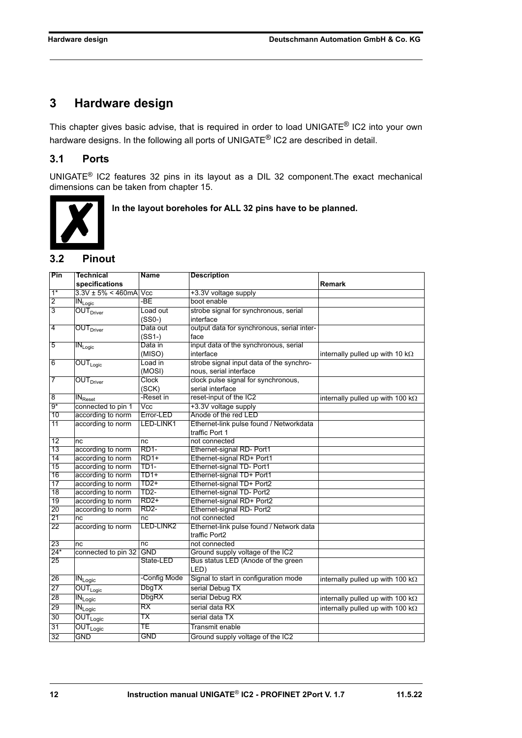# 3 Hardware design

This chapter gives basic advise, that is required in order to load UNIGATE® IC2 into your own hardware designs. In the following all ports of UNIGATE® IC2 are described in detail.

## 3.1 Ports

UNIGATE® IC2 features 32 pins in its layout as a DIL 32 component.The exact mechanical dimensions can be taken from chapter 15.

**In the layout boreholes for ALL 32 pins have to be planned.**

## 3.2 Pinout

| Pin | Technical specifications | Name | Description | Remark |
|---|---|---|---|---|
| 1* | 3.3V ± 5% < 460mA | Vcc | +3.3V voltage supply | |
| 2 | $IN_{Logic}$ | -BE | boot enable | |
| 3 | $OUT_{Driver}$ | Load out (SS0-) | strobe signal for synchronous, serial interface | |
| 4 | $OUT_{Driver}$ | Data out (SS1-) | output data for synchronous, serial interface | |
| 5 | $IN_{Logic}$ | Data in (MISO) | input data of the synchronous, serial interface | internally pulled up with 10 kΩ |
| 6 | $OUT_{Logic}$ | Load in (MOSI) | strobe signal input data of the synchronous, serial interface | |
| 7 | $OUT_{Driver}$ | Clock (SCK) | clock pulse signal for synchronous, serial interface | |
| 8 | $IN_{Reset}$ | -Reset in | reset-input of the IC2 | internally pulled up with 100 kΩ |
| 9* | connected to pin 1 | Vcc | +3.3V voltage supply | |
| 10 | according to norm | Error-LED | Anode of the red LED | |
| 11 | according to norm | LED-LINK1 | Ethernet-link pulse found / Networkdata traffic Port 1 | |
| 12 | nc | nc | not connected | |
| 13 | according to norm | RD1- | Ethernet-signal RD- Port1 | |
| 14 | according to norm | RD1+ | Ethernet-signal RD+ Port1 | |
| 15 | according to norm | TD1- | Ethernet-signal TD- Port1 | |
| 16 | according to norm | TD1+ | Ethernet-signal TD+ Port1 | |
| 17 | according to norm | TD2+ | Ethernet-signal TD+ Port2 | |
| 18 | according to norm | TD2- | Ethernet-signal TD- Port2 | |
| 19 | according to norm | RD2+ | Ethernet-signal RD+ Port2 | |
| 20 | according to norm | RD2- | Ethernet-signal RD- Port2 | |
| 21 | nc | nc | not connected | |
| 22 | according to norm | LED-LINK2 | Ethernet-link pulse found / Network data traffic Port2 | |
| 23 | nc | nc | not connected | |
| 24* | connected to pin 32 | GND | Ground supply voltage of the IC2 | |
| 25 | | State-LED | Bus status LED (Anode of the green LED) | |
| 26 | $IN_{Logic}$ | -Config Mode | Signal to start in configuration mode | internally pulled up with 100 kΩ |
| 27 | $OUT_{Logic}$ | DbgTX | serial Debug TX | |
| 28 | $IN_{Logic}$ | DbgRX | serial Debug RX | internally pulled up with 100 kΩ |
| 29 | $IN_{Logic}$ | RX | serial data RX | internally pulled up with 100 kΩ |
| 30 | $OUT_{Logic}$ | TX | serial data TX | |
| 31 | $OUT_{Logic}$ | TE | Transmit enable | |
| 32 | GND | GND | Ground supply voltage of the IC2 | |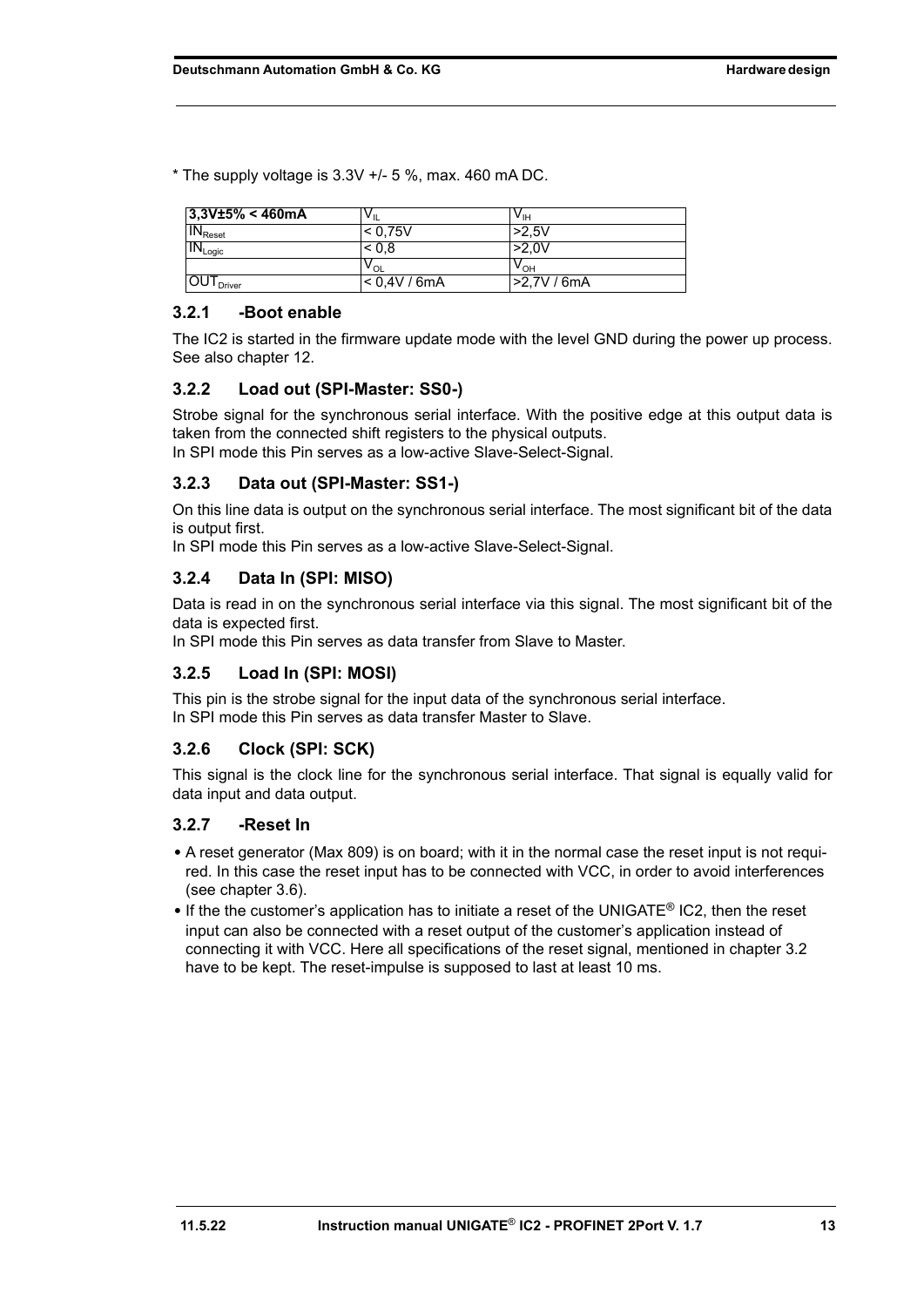* The supply voltage is 3.3V +/- 5 %, max. 460 mA DC.

| **3,3V±5% < 460mA** | $V_{IL}$ | $V_{IH}$ |
| --- | --- | --- |
| $IN_{Reset}$ | < 0,75V | >2,5V |
| $IN_{Logic}$ | < 0,8 | >2,0V |
| | $V_{OL}$ | $V_{OH}$ |
| $OUT_{Driver}$ | < 0,4V / 6mA | >2,7V / 6mA |

### 3.2.1 -Boot enable

The IC2 is started in the firmware update mode with the level GND during the power up process. See also chapter 12.

### 3.2.2 Load out (SPI-Master: SS0-)

Strobe signal for the synchronous serial interface. With the positive edge at this output data is taken from the connected shift registers to the physical outputs.
In SPI mode this Pin serves as a low-active Slave-Select-Signal.

### 3.2.3 Data out (SPI-Master: SS1-)

On this line data is output on the synchronous serial interface. The most significant bit of the data is output first.
In SPI mode this Pin serves as a low-active Slave-Select-Signal.

### 3.2.4 Data In (SPI: MISO)

Data is read in on the synchronous serial interface via this signal. The most significant bit of the data is expected first.
In SPI mode this Pin serves as data transfer from Slave to Master.

### 3.2.5 Load In (SPI: MOSI)

This pin is the strobe signal for the input data of the synchronous serial interface.
In SPI mode this Pin serves as data transfer Master to Slave.

### 3.2.6 Clock (SPI: SCK)

This signal is the clock line for the synchronous serial interface. That signal is equally valid for data input and data output.

### 3.2.7 -Reset In

- A reset generator (Max 809) is on board; with it in the normal case the reset input is not required. In this case the reset input has to be connected with VCC, in order to avoid interferences (see chapter 3.6).
- If the the customer's application has to initiate a reset of the UNIGATE® IC2, then the reset input can also be connected with a reset output of the customer's application instead of connecting it with VCC. Here all specifications of the reset signal, mentioned in chapter 3.2 have to be kept. The reset-impulse is supposed to last at least 10 ms.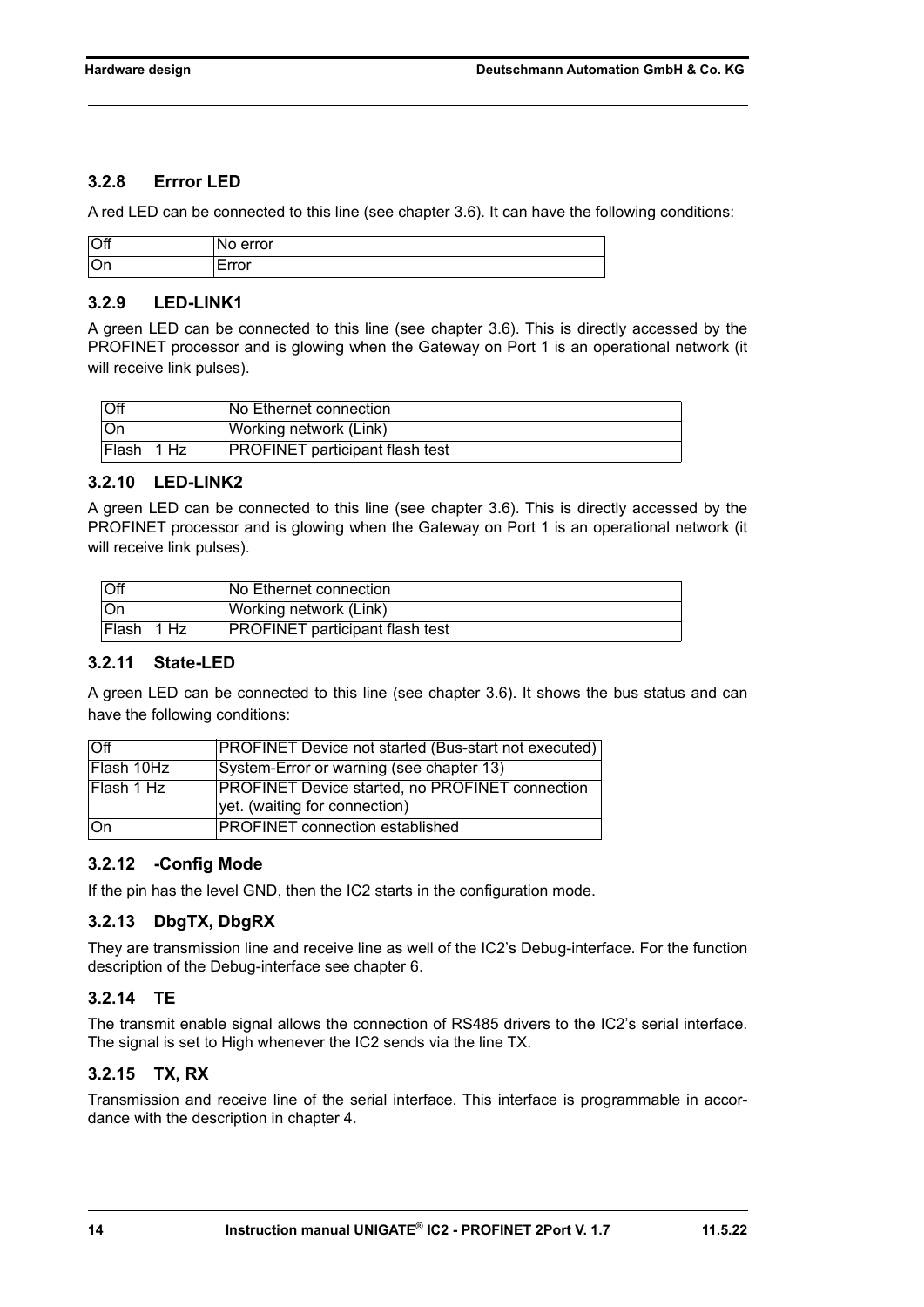### 3.2.8 Errror LED

A red LED can be connected to this line (see chapter 3.6). It can have the following conditions:

| Off | No error |
|---|---|
| On | Error |

### 3.2.9 LED-LINK1

A green LED can be connected to this line (see chapter 3.6). This is directly accessed by the PROFINET processor and is glowing when the Gateway on Port 1 is an operational network (it will receive link pulses).

| Off | No Ethernet connection |
|---|---|
| On | Working network (Link) |
| Flash 1 Hz | PROFINET participant flash test |

### 3.2.10 LED-LINK2

A green LED can be connected to this line (see chapter 3.6). This is directly accessed by the PROFINET processor and is glowing when the Gateway on Port 1 is an operational network (it will receive link pulses).

| Off | No Ethernet connection |
|---|---|
| On | Working network (Link) |
| Flash 1 Hz | PROFINET participant flash test |

### 3.2.11 State-LED

A green LED can be connected to this line (see chapter 3.6). It shows the bus status and can have the following conditions:

| Off | PROFINET Device not started (Bus-start not executed) |
|---|---|
| Flash 10Hz | System-Error or warning (see chapter 13) |
| Flash 1 Hz | PROFINET Device started, no PROFINET connection yet. (waiting for connection) |
| On | PROFINET connection established |

### 3.2.12 -Config Mode

If the pin has the level GND, then the IC2 starts in the configuration mode.

### 3.2.13 DbgTX, DbgRX

They are transmission line and receive line as well of the IC2's Debug-interface. For the function description of the Debug-interface see chapter 6.

### 3.2.14 TE

The transmit enable signal allows the connection of RS485 drivers to the IC2's serial interface. The signal is set to High whenever the IC2 sends via the line TX.

### 3.2.15 TX, RX

Transmission and receive line of the serial interface. This interface is programmable in accordance with the description in chapter 4.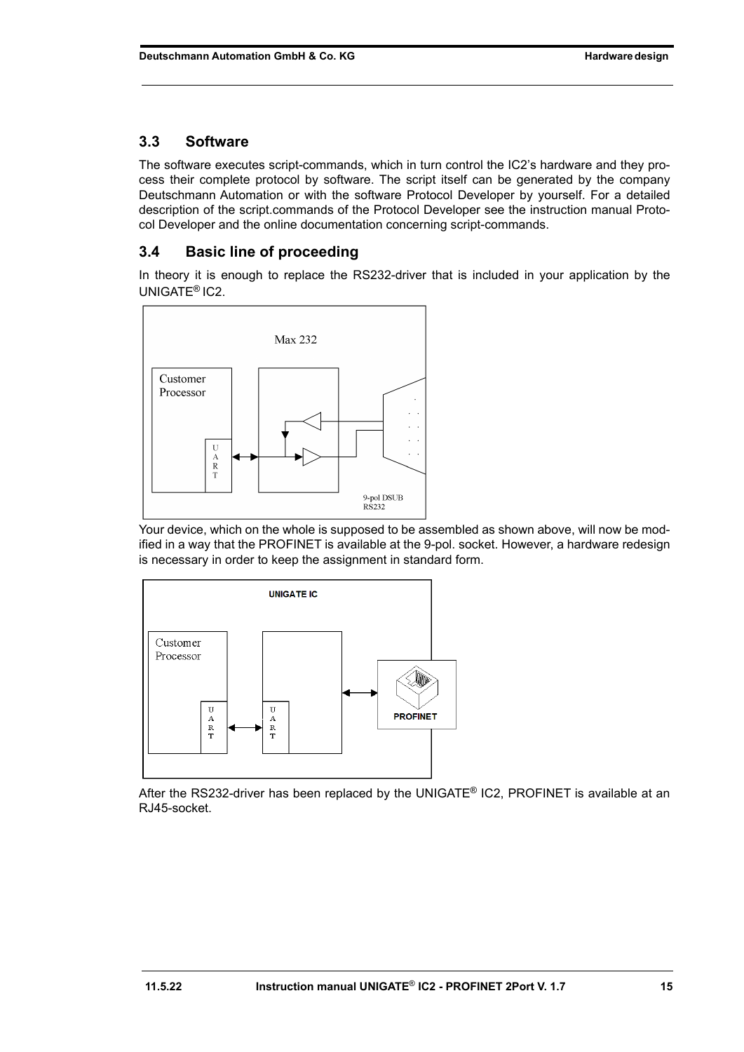## 3.3 Software

The software executes script-commands, which in turn control the IC2's hardware and they process their complete protocol by software. The script itself can be generated by the company Deutschmann Automation or with the software Protocol Developer by yourself. For a detailed description of the script.commands of the Protocol Developer see the instruction manual Protocol Developer and the online documentation concerning script-commands.

## 3.4 Basic line of proceeding

In theory it is enough to replace the RS232-driver that is included in your application by the UNIGATE® IC2.

Your device, which on the whole is supposed to be assembled as shown above, will now be modified in a way that the PROFINET is available at the 9-pol. socket. However, a hardware redesign is necessary in order to keep the assignment in standard form.

After the RS232-driver has been replaced by the UNIGATE® IC2, PROFINET is available at an RJ45-socket.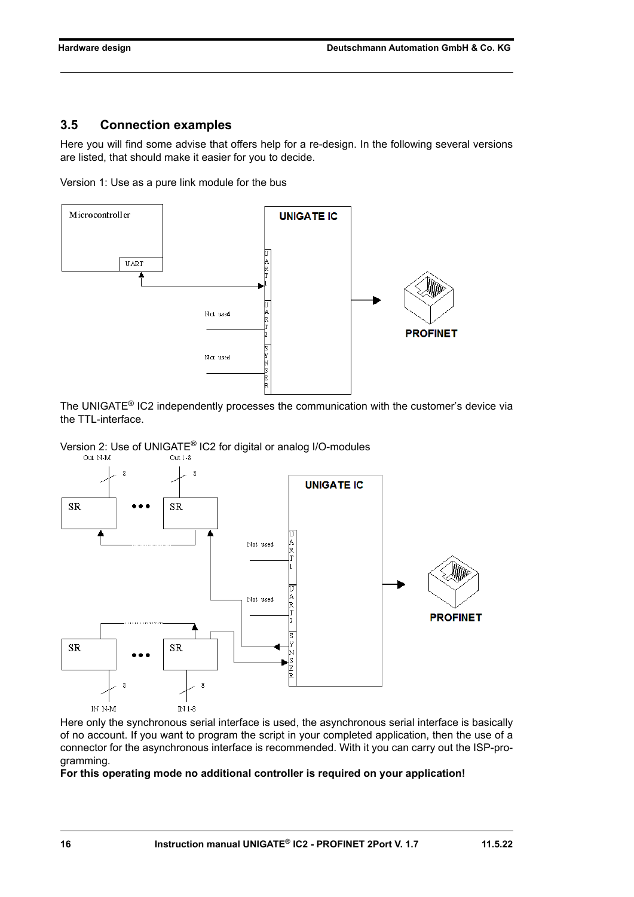## 3.5 Connection examples

Here you will find some advise that offers help for a re-design. In the following several versions are listed, that should make it easier for you to decide.

Version 1: Use as a pure link module for the bus

The UNIGATE® IC2 independently processes the communication with the customer's device via the TTL-interface.

Version 2: Use of UNIGATE® IC2 for digital or analog I/O-modules

Here only the synchronous serial interface is used, the asynchronous serial interface is basically of no account. If you want to program the script in your completed application, then the use of a connector for the asynchronous interface is recommended. With it you can carry out the ISP-programming.

**For this operating mode no additional controller is required on your application!**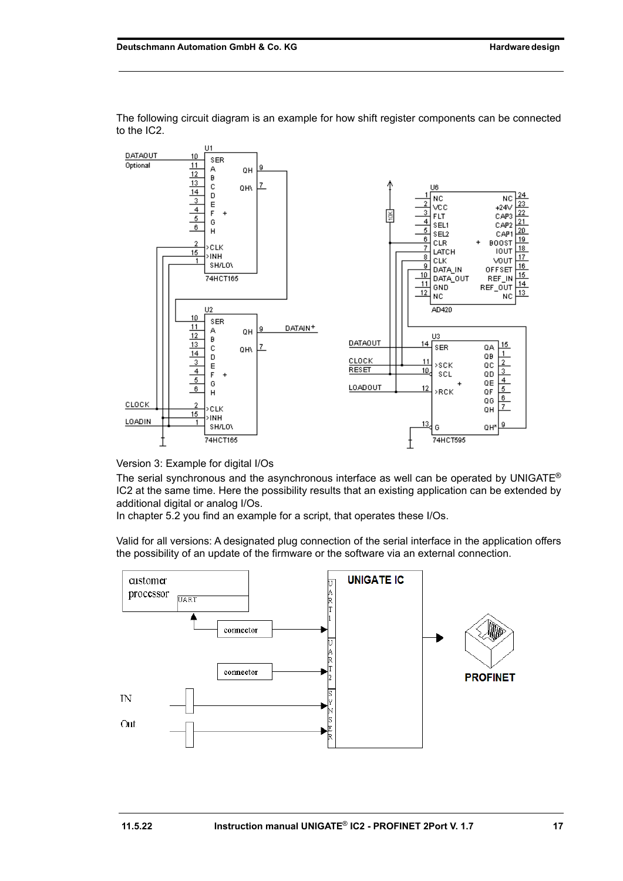The following circuit diagram is an example for how shift register components can be connected to the IC2.

Version 3: Example for digital I/Os

The serial synchronous and the asynchronous interface as well can be operated by UNIGATE® IC2 at the same time. Here the possibility results that an existing application can be extended by additional digital or analog I/Os.

In chapter 5.2 you find an example for a script, that operates these I/Os.

Valid for all versions: A designated plug connection of the serial interface in the application offers the possibility of an update of the firmware or the software via an external connection.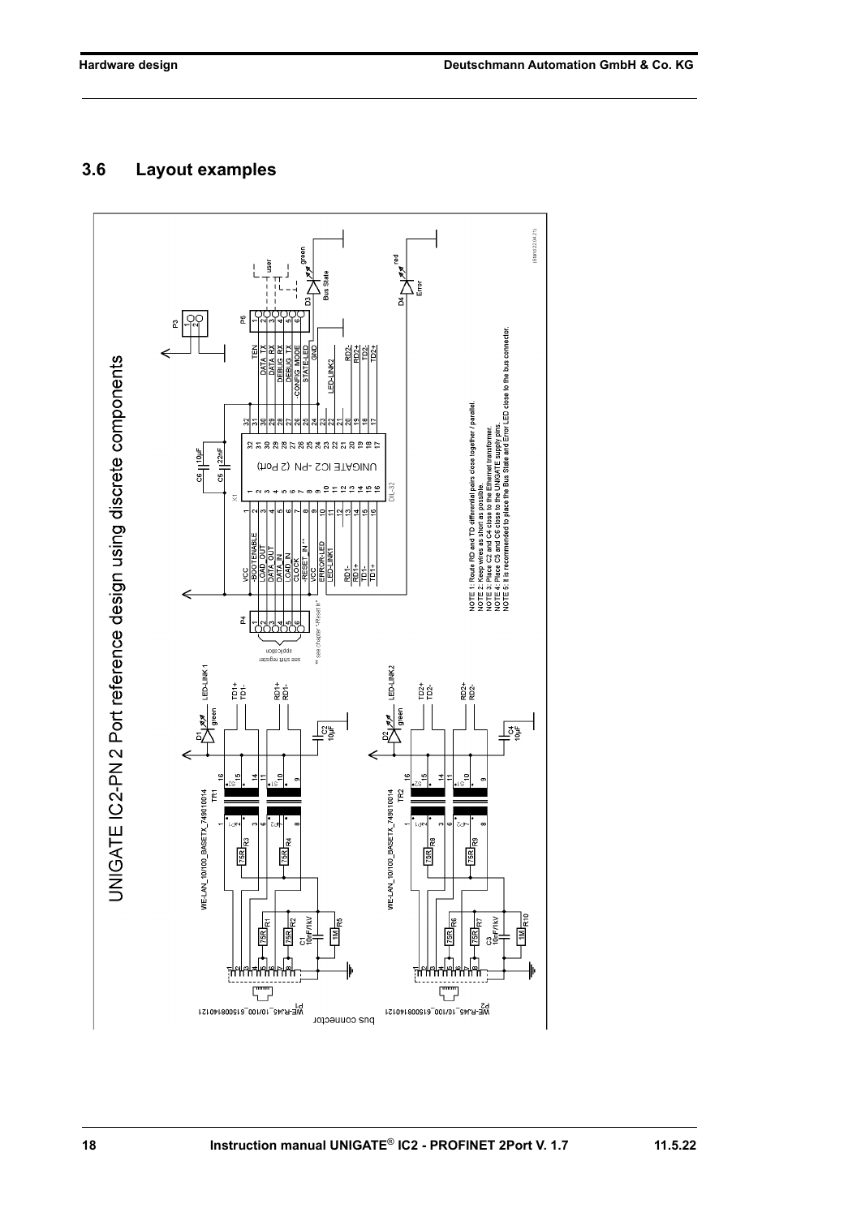## 3.6 Layout examples

UNIGATE IC2-PN 2 Port reference design using discrete components

NOTE 1: Route RD and TD differential pairs close together / parallel.
NOTE 2: Keep wires as short as possible.
NOTE 3: Place C2 and C4 close to the Ethernet transformer.
NOTE 4: Place C5 and C6 close to the UNIGATE supply pins.
NOTE 5: It is recommended to place the Bus State and Error LED close to the bus connector.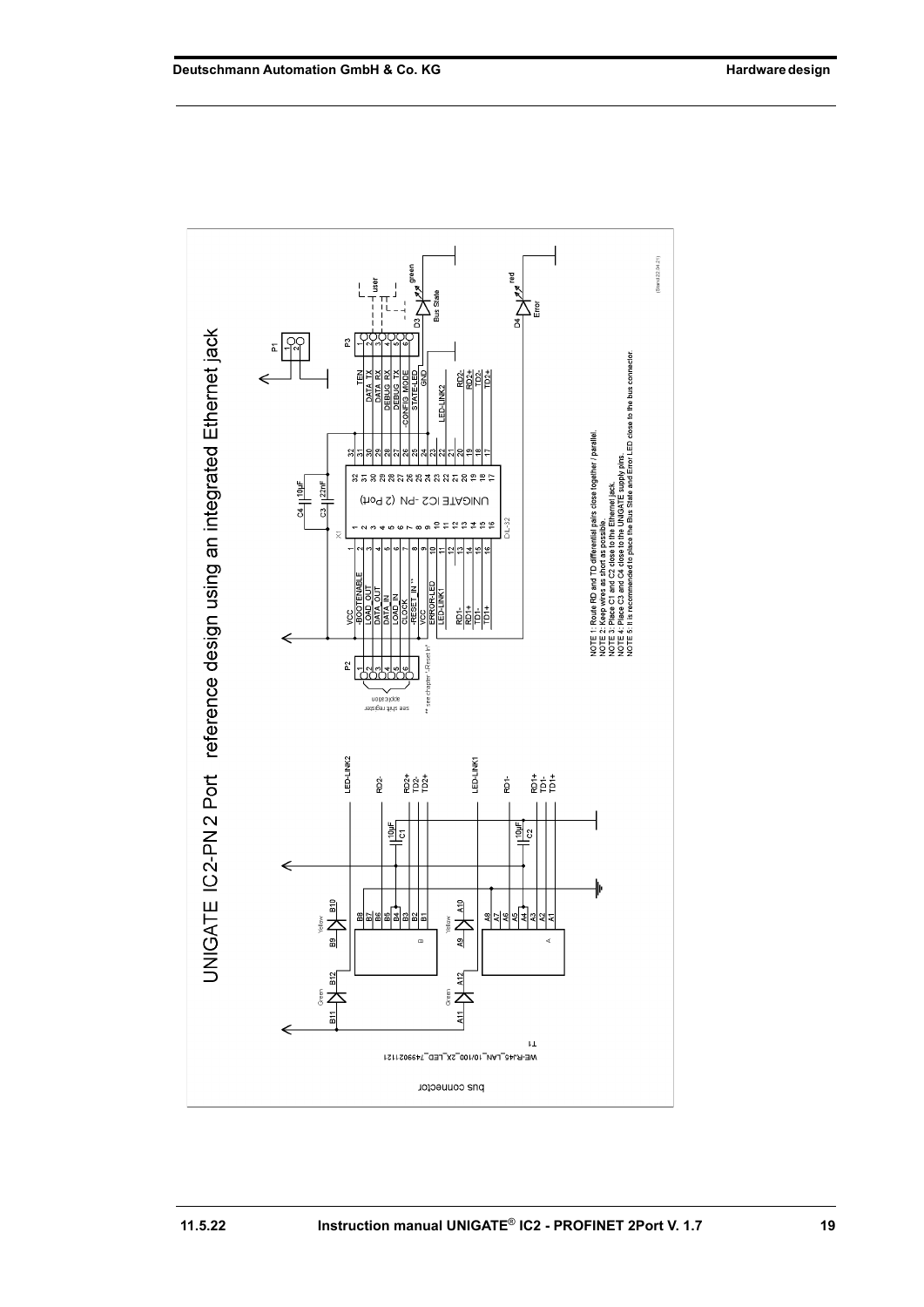# UNIGATE IC2-PN 2 Port reference design using an integrated Ethernet jack

NOTE 1: Route RD and TD differential pairs close together / parallel.
NOTE 2: Keep wires as short as possible.
NOTE 3: Place C1 and C2 close to the Ethernet jack.
NOTE 4: Place C3 and C4 close to the UNIGATE supply pins.
NOTE 5: It is recommended to place the Bus State and Error LED close to the bus connector.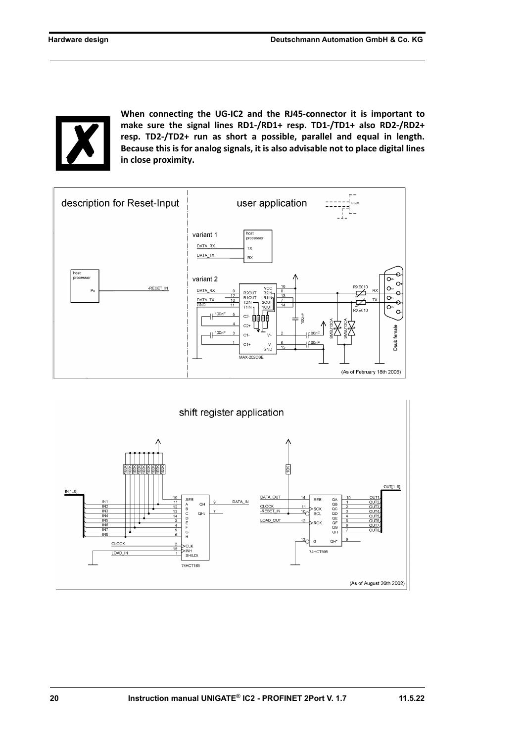**When connecting the UG-IC2 and the RJ45-connector it is important to make sure the signal lines RD1-/RD1+ resp. TD1-/TD1+ also RD2-/RD2+ resp. TD2-/TD2+ run as short a possible, parallel and equal in length. Because this is for analog signals, it is also advisable not to place digital lines in close proximity.**

description for Reset-Input

user application

(As of February 18th 2005)

shift register application

(As of August 26th 2002)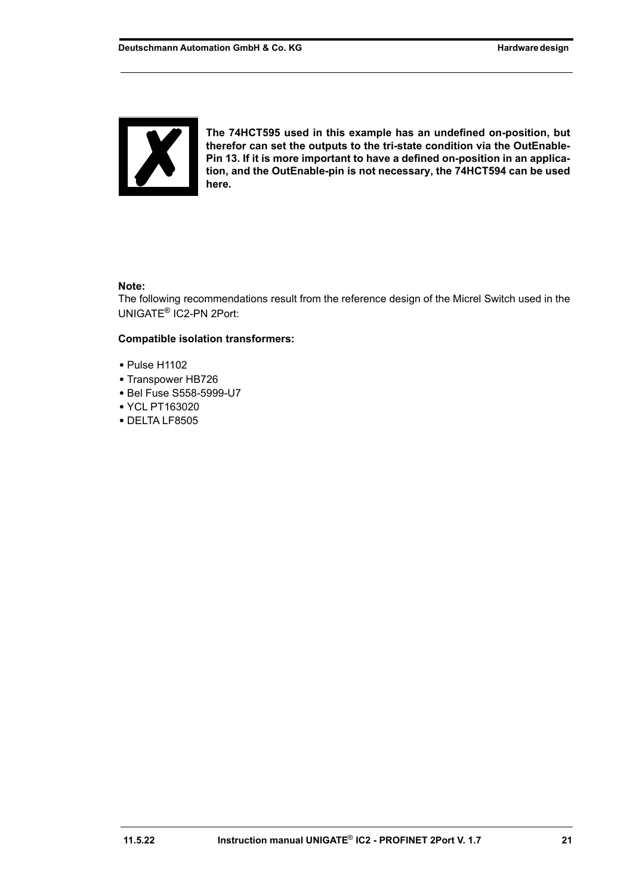**The 74HCT595 used in this example has an undefined on-position, but therefor can set the outputs to the tri-state condition via the OutEnable-Pin 13. If it is more important to have a defined on-position in an application, and the OutEnable-pin is not necessary, the 74HCT594 can be used here.**

**Note:**

The following recommendations result from the reference design of the Micrel Switch used in the UNIGATE® IC2-PN 2Port:

**Compatible isolation transformers:**

- Pulse H1102
- Transpower HB726
- Bel Fuse S558-5999-U7
- YCL PT163020
- DELTA LF8505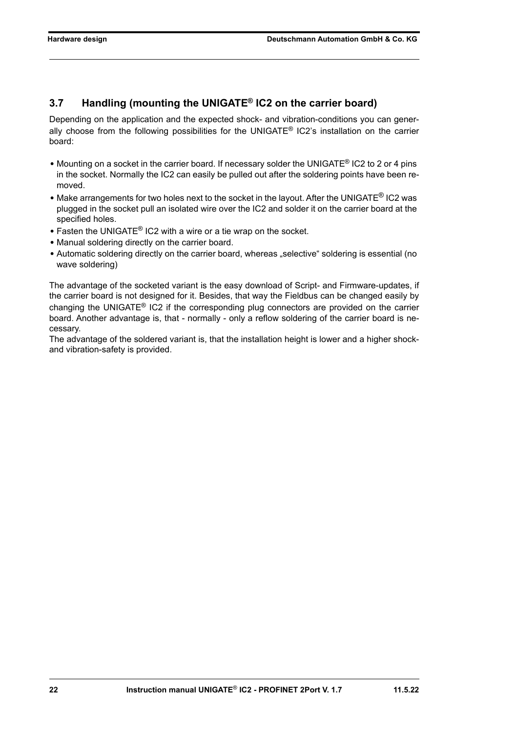## 3.7 Handling (mounting the UNIGATE® IC2 on the carrier board)

Depending on the application and the expected shock- and vibration-conditions you can generally choose from the following possibilities for the UNIGATE® IC2's installation on the carrier board:

- Mounting on a socket in the carrier board. If necessary solder the UNIGATE® IC2 to 2 or 4 pins in the socket. Normally the IC2 can easily be pulled out after the soldering points have been removed.
- Make arrangements for two holes next to the socket in the layout. After the UNIGATE® IC2 was plugged in the socket pull an isolated wire over the IC2 and solder it on the carrier board at the specified holes.
- Fasten the UNIGATE® IC2 with a wire or a tie wrap on the socket.
- Manual soldering directly on the carrier board.
- Automatic soldering directly on the carrier board, whereas „selective" soldering is essential (no wave soldering)

The advantage of the socketed variant is the easy download of Script- and Firmware-updates, if the carrier board is not designed for it. Besides, that way the Fieldbus can be changed easily by changing the UNIGATE® IC2 if the corresponding plug connectors are provided on the carrier board. Another advantage is, that - normally - only a reflow soldering of the carrier board is necessary.
The advantage of the soldered variant is, that the installation height is lower and a higher shock- and vibration-safety is provided.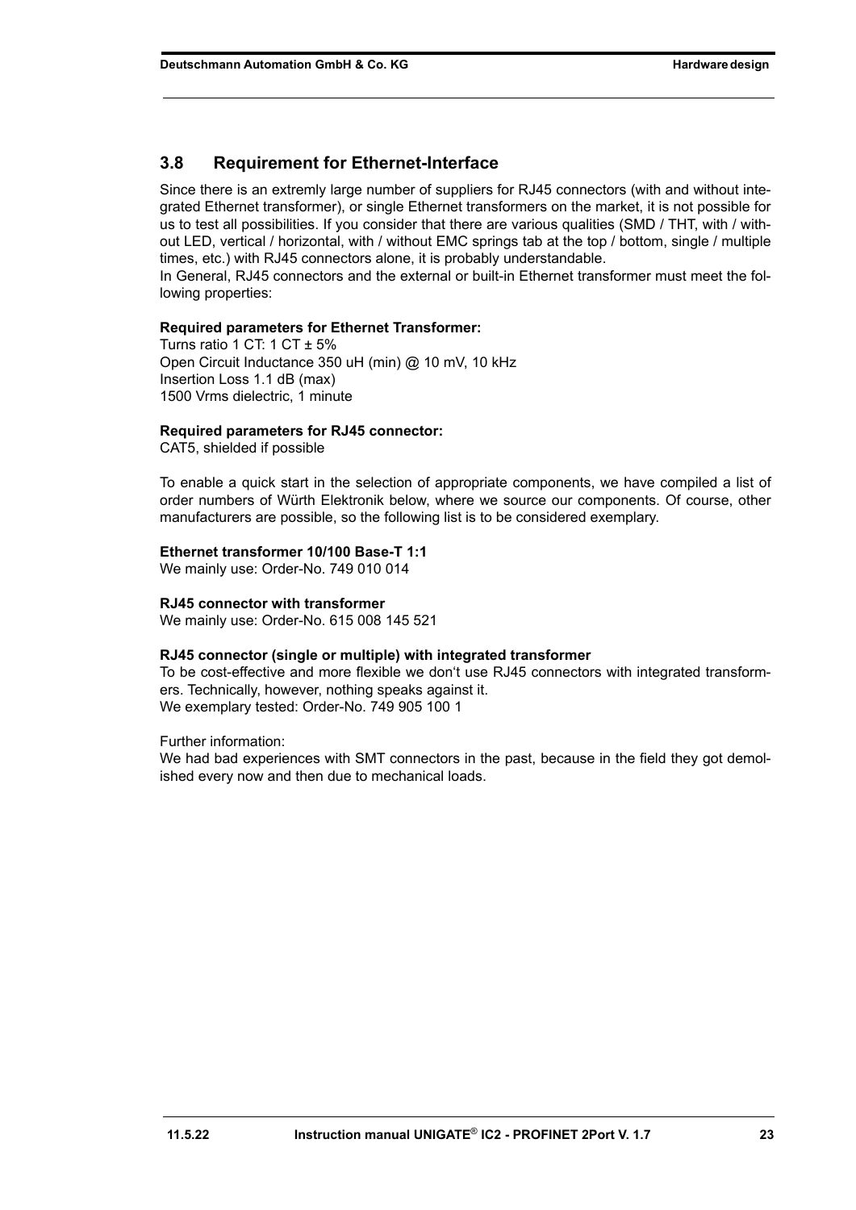## 3.8 Requirement for Ethernet-Interface

Since there is an extremly large number of suppliers for RJ45 connectors (with and without integrated Ethernet transformer), or single Ethernet transformers on the market, it is not possible for us to test all possibilities. If you consider that there are various qualities (SMD / THT, with / without LED, vertical / horizontal, with / without EMC springs tab at the top / bottom, single / multiple times, etc.) with RJ45 connectors alone, it is probably understandable.
In General, RJ45 connectors and the external or built-in Ethernet transformer must meet the following properties:

**Required parameters for Ethernet Transformer:**
Turns ratio 1 CT: 1 CT ± 5%
Open Circuit Inductance 350 uH (min) @ 10 mV, 10 kHz
Insertion Loss 1.1 dB (max)
1500 Vrms dielectric, 1 minute

**Required parameters for RJ45 connector:**
CAT5, shielded if possible

To enable a quick start in the selection of appropriate components, we have compiled a list of order numbers of Würth Elektronik below, where we source our components. Of course, other manufacturers are possible, so the following list is to be considered exemplary.

**Ethernet transformer 10/100 Base-T 1:1**
We mainly use: Order-No. 749 010 014

**RJ45 connector with transformer**
We mainly use: Order-No. 615 008 145 521

**RJ45 connector (single or multiple) with integrated transformer**
To be cost-effective and more flexible we don't use RJ45 connectors with integrated transformers. Technically, however, nothing speaks against it.
We exemplary tested: Order-No. 749 905 100 1

Further information:
We had bad experiences with SMT connectors in the past, because in the field they got demolished every now and then due to mechanical loads.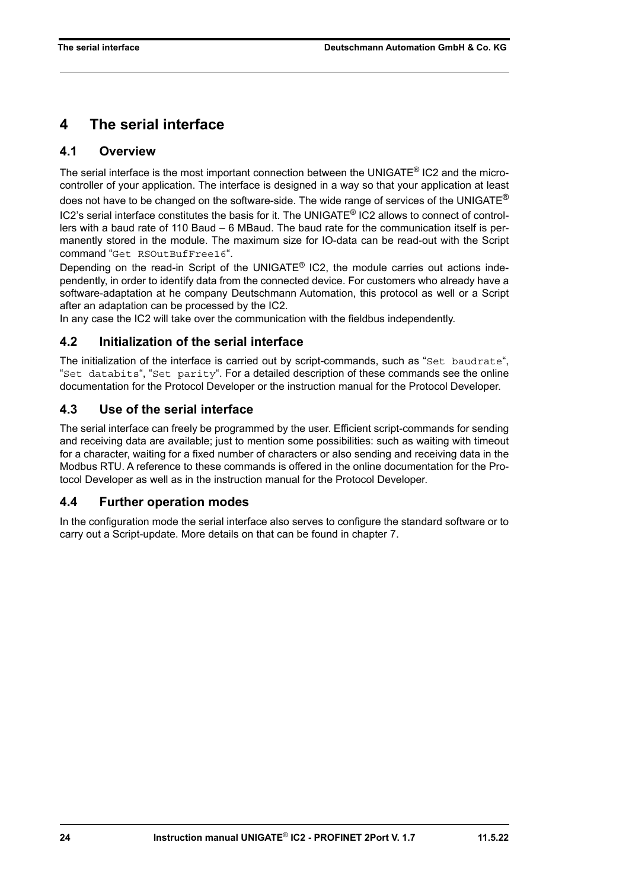# 4 The serial interface

## 4.1 Overview

The serial interface is the most important connection between the UNIGATE® IC2 and the microcontroller of your application. The interface is designed in a way so that your application at least does not have to be changed on the software-side. The wide range of services of the UNIGATE® IC2's serial interface constitutes the basis for it. The UNIGATE® IC2 allows to connect of controllers with a baud rate of 110 Baud – 6 MBaud. The baud rate for the communication itself is permanently stored in the module. The maximum size for IO-data can be read-out with the Script command "`Get RSOutBufFree16`".

Depending on the read-in Script of the UNIGATE® IC2, the module carries out actions independently, in order to identify data from the connected device. For customers who already have a software-adaptation at he company Deutschmann Automation, this protocol as well or a Script after an adaptation can be processed by the IC2.

In any case the IC2 will take over the communication with the fieldbus independently.

## 4.2 Initialization of the serial interface

The initialization of the interface is carried out by script-commands, such as "`Set baudrate`", "`Set databits`", "`Set parity`". For a detailed description of these commands see the online documentation for the Protocol Developer or the instruction manual for the Protocol Developer.

## 4.3 Use of the serial interface

The serial interface can freely be programmed by the user. Efficient script-commands for sending and receiving data are available; just to mention some possibilities: such as waiting with timeout for a character, waiting for a fixed number of characters or also sending and receiving data in the Modbus RTU. A reference to these commands is offered in the online documentation for the Protocol Developer as well as in the instruction manual for the Protocol Developer.

## 4.4 Further operation modes

In the configuration mode the serial interface also serves to configure the standard software or to carry out a Script-update. More details on that can be found in chapter 7.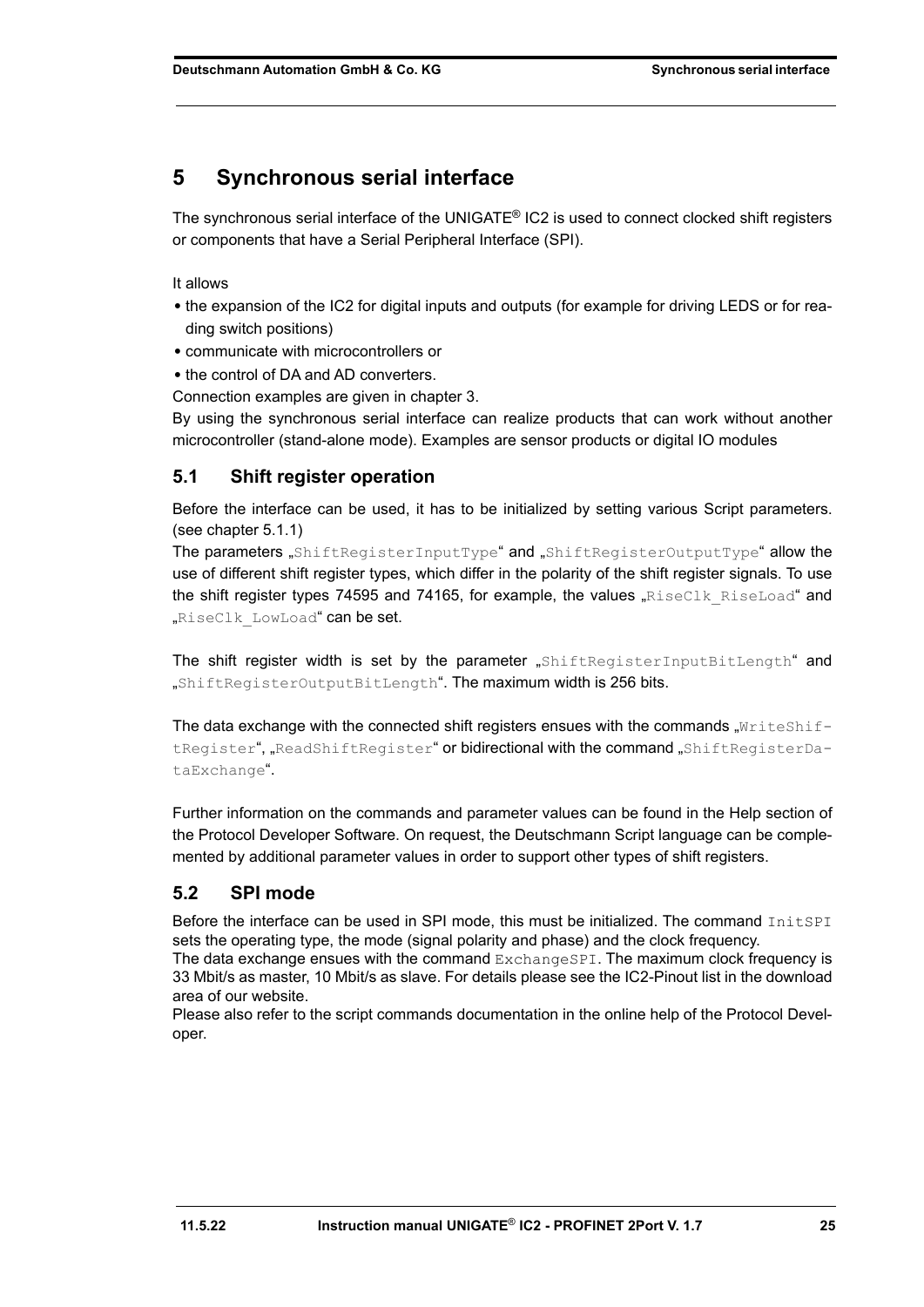# 5 Synchronous serial interface

The synchronous serial interface of the UNIGATE® IC2 is used to connect clocked shift registers or components that have a Serial Peripheral Interface (SPI).

It allows

- the expansion of the IC2 for digital inputs and outputs (for example for driving LEDS or for reading switch positions)
- communicate with microcontrollers or
- the control of DA and AD converters.

Connection examples are given in chapter 3.

By using the synchronous serial interface can realize products that can work without another microcontroller (stand-alone mode). Examples are sensor products or digital IO modules

## 5.1 Shift register operation

Before the interface can be used, it has to be initialized by setting various Script parameters. (see chapter 5.1.1)

The parameters „`ShiftRegisterInputType`“ and „`ShiftRegisterOutputType`“ allow the use of different shift register types, which differ in the polarity of the shift register signals. To use the shift register types 74595 and 74165, for example, the values „`RiseClk_RiseLoad`“ and „`RiseClk_LowLoad`“ can be set.

The shift register width is set by the parameter „`ShiftRegisterInputBitLength`“ and „`ShiftRegisterOutputBitLength`“. The maximum width is 256 bits.

The data exchange with the connected shift registers ensues with the commands „`WriteShiftRegister`“, „`ReadShiftRegister`“ or bidirectional with the command „`ShiftRegisterDataExchange`“.

Further information on the commands and parameter values can be found in the Help section of the Protocol Developer Software. On request, the Deutschmann Script language can be complemented by additional parameter values in order to support other types of shift registers.

## 5.2 SPI mode

Before the interface can be used in SPI mode, this must be initialized. The command `InitSPI` sets the operating type, the mode (signal polarity and phase) and the clock frequency.

The data exchange ensues with the command `ExchangeSPI`. The maximum clock frequency is 33 Mbit/s as master, 10 Mbit/s as slave. For details please see the IC2-Pinout list in the download area of our website.

Please also refer to the script commands documentation in the online help of the Protocol Developer.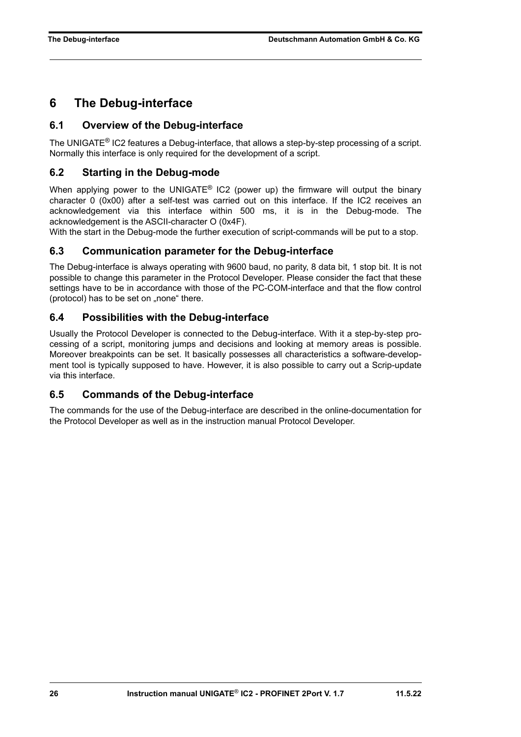# 6 The Debug-interface

## 6.1 Overview of the Debug-interface

The UNIGATE® IC2 features a Debug-interface, that allows a step-by-step processing of a script. Normally this interface is only required for the development of a script.

## 6.2 Starting in the Debug-mode

When applying power to the UNIGATE® IC2 (power up) the firmware will output the binary character 0 (0x00) after a self-test was carried out on this interface. If the IC2 receives an acknowledgement via this interface within 500 ms, it is in the Debug-mode. The acknowledgement is the ASCII-character O (0x4F).

With the start in the Debug-mode the further execution of script-commands will be put to a stop.

## 6.3 Communication parameter for the Debug-interface

The Debug-interface is always operating with 9600 baud, no parity, 8 data bit, 1 stop bit. It is not possible to change this parameter in the Protocol Developer. Please consider the fact that these settings have to be in accordance with those of the PC-COM-interface and that the flow control (protocol) has to be set on „none“ there.

## 6.4 Possibilities with the Debug-interface

Usually the Protocol Developer is connected to the Debug-interface. With it a step-by-step processing of a script, monitoring jumps and decisions and looking at memory areas is possible. Moreover breakpoints can be set. It basically possesses all characteristics a software-development tool is typically supposed to have. However, it is also possible to carry out a Scrip-update via this interface.

## 6.5 Commands of the Debug-interface

The commands for the use of the Debug-interface are described in the online-documentation for the Protocol Developer as well as in the instruction manual Protocol Developer.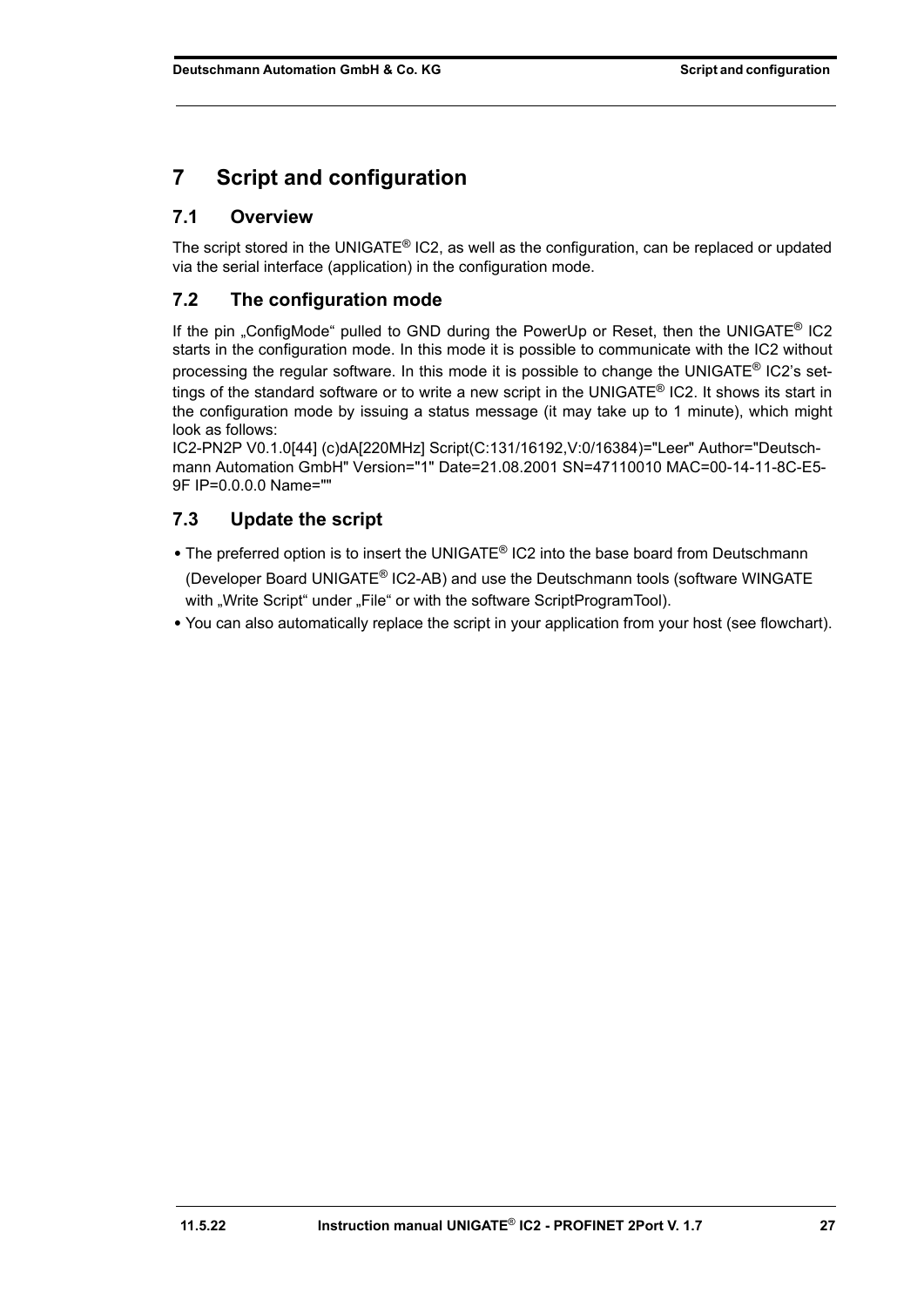# 7 Script and configuration

## 7.1 Overview

The script stored in the UNIGATE® IC2, as well as the configuration, can be replaced or updated via the serial interface (application) in the configuration mode.

## 7.2 The configuration mode

If the pin „ConfigMode" pulled to GND during the PowerUp or Reset, then the UNIGATE® IC2 starts in the configuration mode. In this mode it is possible to communicate with the IC2 without processing the regular software. In this mode it is possible to change the UNIGATE® IC2's settings of the standard software or to write a new script in the UNIGATE® IC2. It shows its start in the configuration mode by issuing a status message (it may take up to 1 minute), which might look as follows:
IC2-PN2P V0.1.0[44] (c)dA[220MHz] Script(C:131/16192,V:0/16384)="Leer" Author="Deutschmann Automation GmbH" Version="1" Date=21.08.2001 SN=47110010 MAC=00-14-11-8C-E5-9F IP=0.0.0.0 Name=""

## 7.3 Update the script

- The preferred option is to insert the UNIGATE® IC2 into the base board from Deutschmann (Developer Board UNIGATE® IC2-AB) and use the Deutschmann tools (software WINGATE with „Write Script" under „File" or with the software ScriptProgramTool).
- You can also automatically replace the script in your application from your host (see flowchart).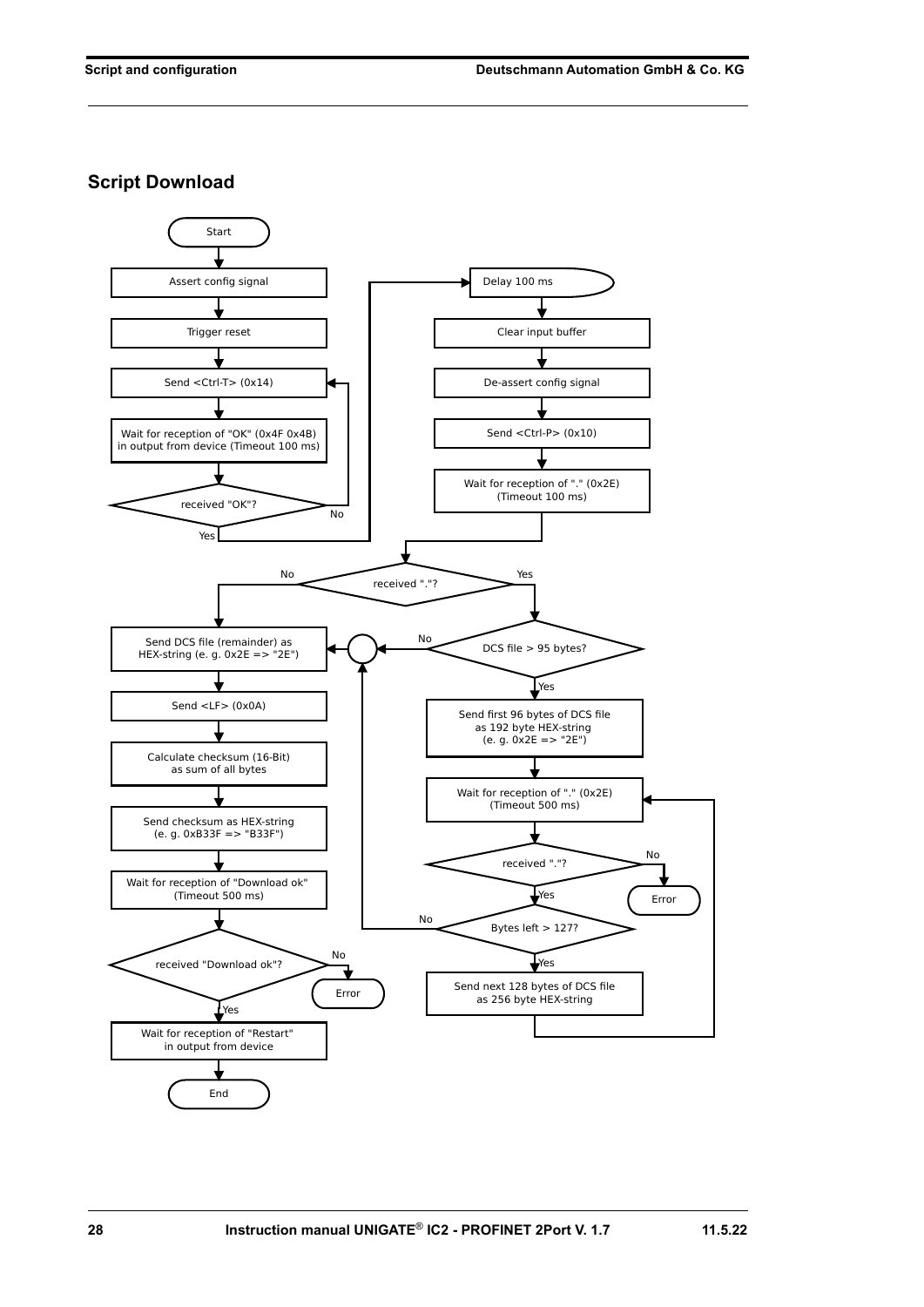## Script Download

Start

Assert config signal

Trigger reset

Send <Ctrl-T> (0x14)

Wait for reception of "OK" (0x4F 0x4B) in output from device (Timeout 100 ms)

received "OK"? — No / Yes

Delay 100 ms

Clear input buffer

De-assert config signal

Send <Ctrl-P> (0x10)

Wait for reception of "." (0x2E) (Timeout 100 ms)

received "."? — No / Yes

DCS file > 95 bytes? — No / Yes

Send first 96 bytes of DCS file as 192 byte HEX-string (e. g. 0x2E => "2E")

Wait for reception of "." (0x2E) (Timeout 500 ms)

received "."? — No → Error / Yes

Bytes left > 127? — No / Yes

Send next 128 bytes of DCS file as 256 byte HEX-string

Send DCS file (remainder) as HEX-string (e. g. 0x2E => "2E")

Send <LF> (0x0A)

Calculate checksum (16-Bit) as sum of all bytes

Send checksum as HEX-string (e. g. 0xB33F => "B33F")

Wait for reception of "Download ok" (Timeout 500 ms)

received "Download ok"? — No → Error / Yes

Wait for reception of "Restart" in output from device

End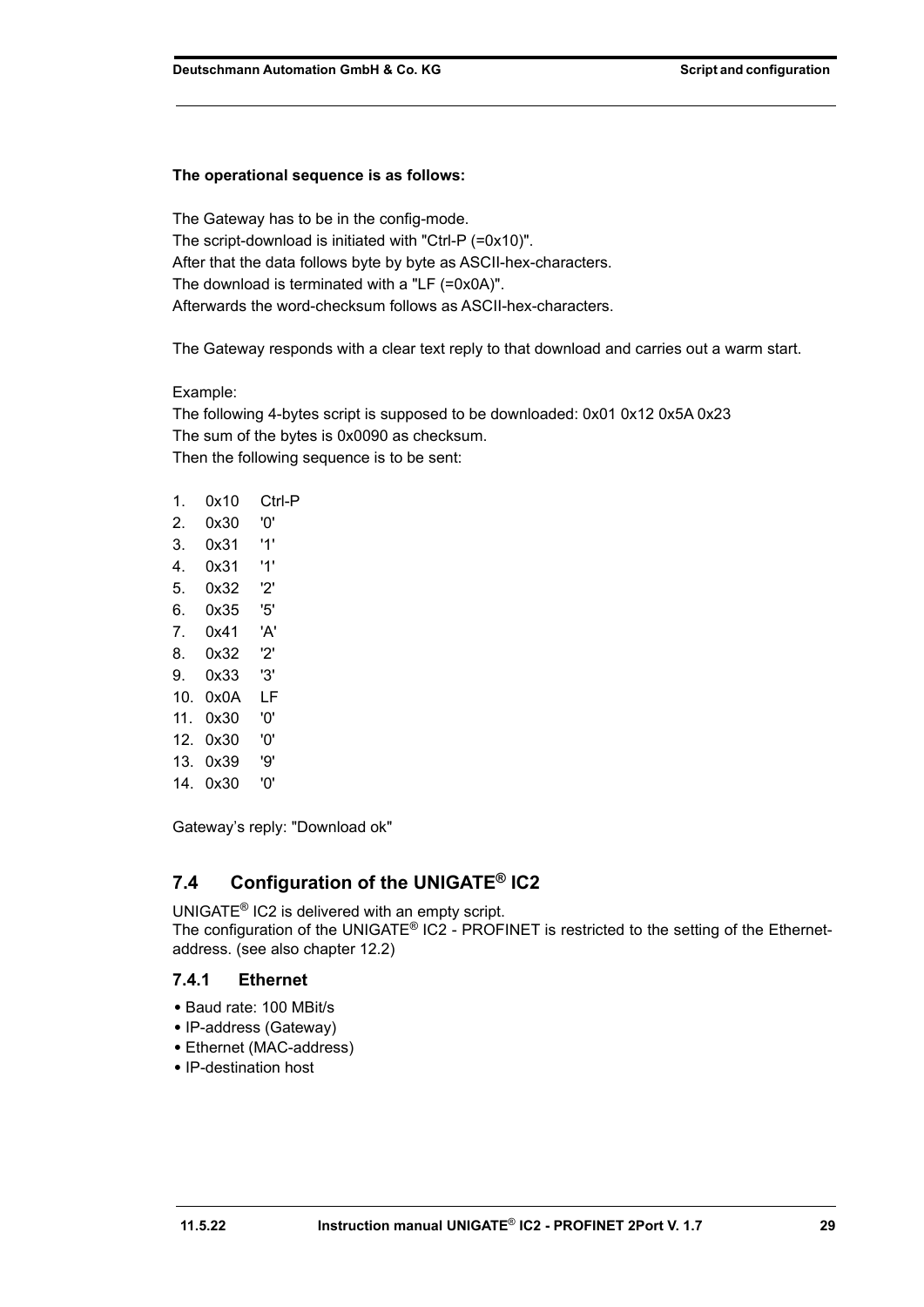**The operational sequence is as follows:**

The Gateway has to be in the config-mode.
The script-download is initiated with "Ctrl-P (=0x10)".
After that the data follows byte by byte as ASCII-hex-characters.
The download is terminated with a "LF (=0x0A)".
Afterwards the word-checksum follows as ASCII-hex-characters.

The Gateway responds with a clear text reply to that download and carries out a warm start.

Example:
The following 4-bytes script is supposed to be downloaded: 0x01 0x12 0x5A 0x23
The sum of the bytes is 0x0090 as checksum.
Then the following sequence is to be sent:

1. 0x10 Ctrl-P
2. 0x30 '0'
3. 0x31 '1'
4. 0x31 '1'
5. 0x32 '2'
6. 0x35 '5'
7. 0x41 'A'
8. 0x32 '2'
9. 0x33 '3'
10. 0x0A LF
11. 0x30 '0'
12. 0x30 '0'
13. 0x39 '9'
14. 0x30 '0'

Gateway's reply: "Download ok"

## 7.4 Configuration of the UNIGATE® IC2

UNIGATE® IC2 is delivered with an empty script.
The configuration of the UNIGATE® IC2 - PROFINET is restricted to the setting of the Ethernet-address. (see also chapter 12.2)

### 7.4.1 Ethernet

- Baud rate: 100 MBit/s
- IP-address (Gateway)
- Ethernet (MAC-address)
- IP-destination host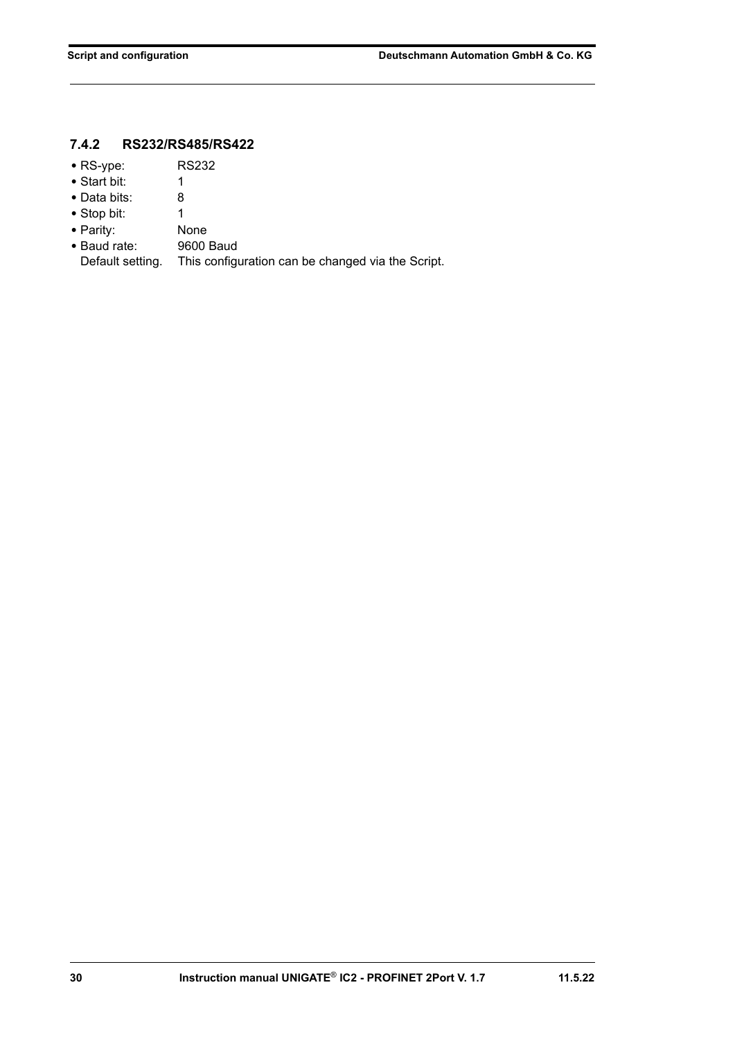### 7.4.2 RS232/RS485/RS422

- RS-ype: RS232
- Start bit: 1
- Data bits: 8
- Stop bit: 1
- Parity: None
- Baud rate: 9600 Baud

  Default setting. This configuration can be changed via the Script.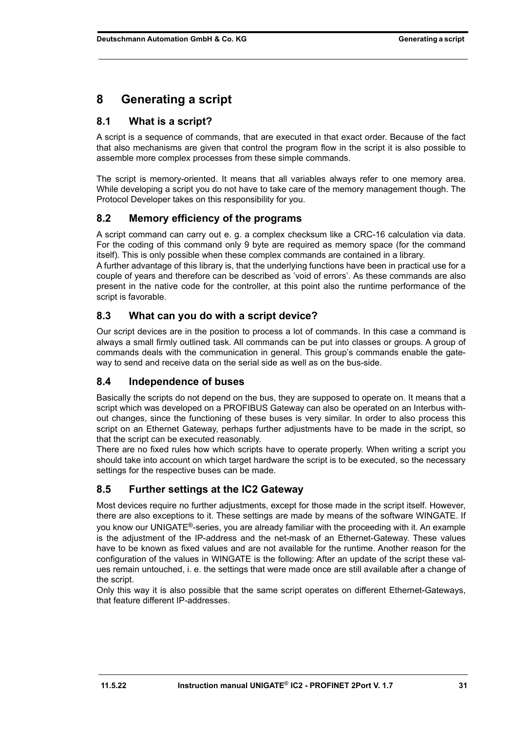# 8 Generating a script

## 8.1 What is a script?

A script is a sequence of commands, that are executed in that exact order. Because of the fact that also mechanisms are given that control the program flow in the script it is also possible to assemble more complex processes from these simple commands.

The script is memory-oriented. It means that all variables always refer to one memory area. While developing a script you do not have to take care of the memory management though. The Protocol Developer takes on this responsibility for you.

## 8.2 Memory efficiency of the programs

A script command can carry out e. g. a complex checksum like a CRC-16 calculation via data. For the coding of this command only 9 byte are required as memory space (for the command itself). This is only possible when these complex commands are contained in a library.
A further advantage of this library is, that the underlying functions have been in practical use for a couple of years and therefore can be described as 'void of errors'. As these commands are also present in the native code for the controller, at this point also the runtime performance of the script is favorable.

## 8.3 What can you do with a script device?

Our script devices are in the position to process a lot of commands. In this case a command is always a small firmly outlined task. All commands can be put into classes or groups. A group of commands deals with the communication in general. This group's commands enable the gateway to send and receive data on the serial side as well as on the bus-side.

## 8.4 Independence of buses

Basically the scripts do not depend on the bus, they are supposed to operate on. It means that a script which was developed on a PROFIBUS Gateway can also be operated on an Interbus without changes, since the functioning of these buses is very similar. In order to also process this script on an Ethernet Gateway, perhaps further adjustments have to be made in the script, so that the script can be executed reasonably.
There are no fixed rules how which scripts have to operate properly. When writing a script you should take into account on which target hardware the script is to be executed, so the necessary settings for the respective buses can be made.

## 8.5 Further settings at the IC2 Gateway

Most devices require no further adjustments, except for those made in the script itself. However, there are also exceptions to it. These settings are made by means of the software WINGATE. If you know our UNIGATE®-series, you are already familiar with the proceeding with it. An example is the adjustment of the IP-address and the net-mask of an Ethernet-Gateway. These values have to be known as fixed values and are not available for the runtime. Another reason for the configuration of the values in WINGATE is the following: After an update of the script these values remain untouched, i. e. the settings that were made once are still available after a change of the script.
Only this way it is also possible that the same script operates on different Ethernet-Gateways, that feature different IP-addresses.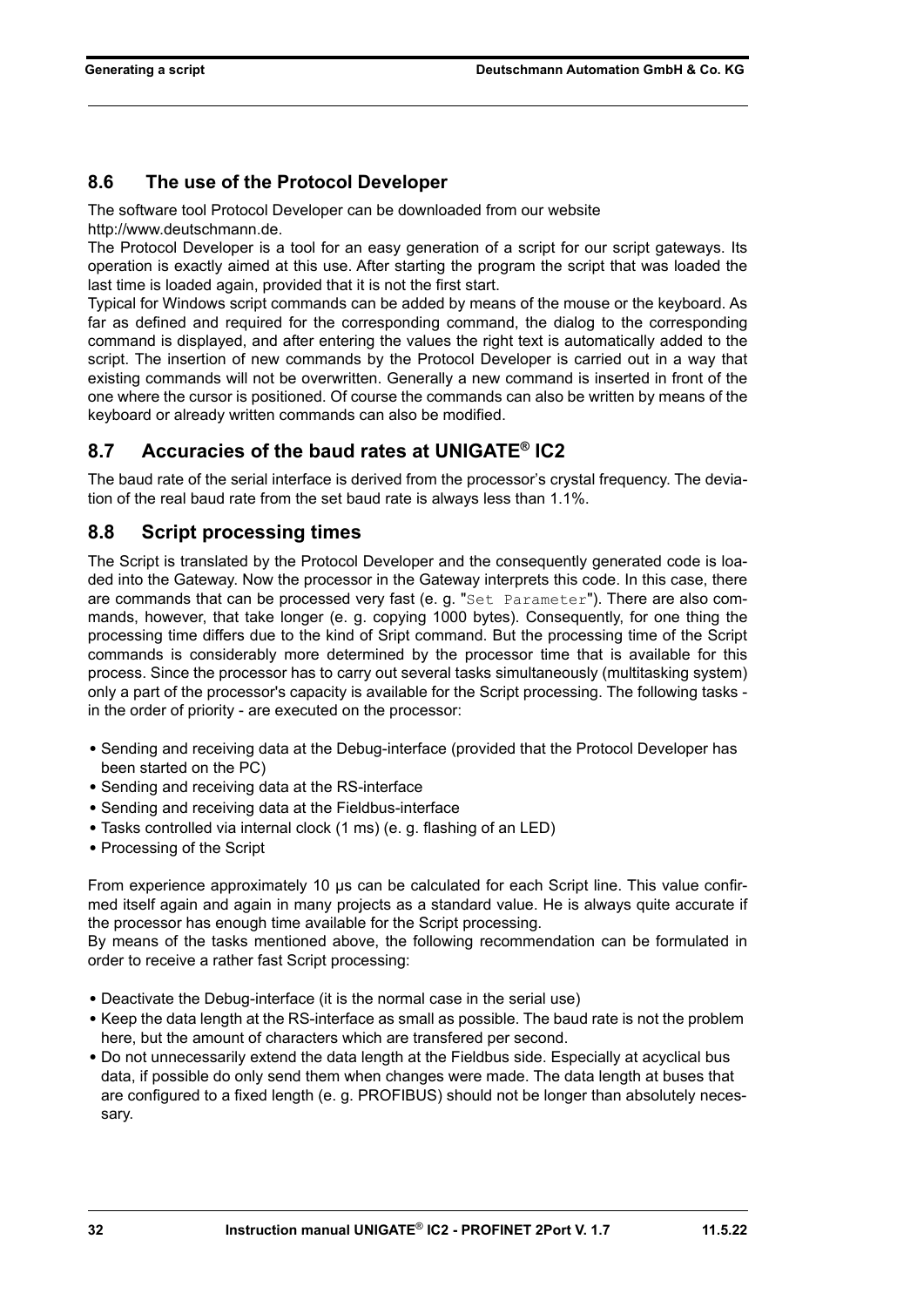## 8.6 The use of the Protocol Developer

The software tool Protocol Developer can be downloaded from our website http://www.deutschmann.de.

The Protocol Developer is a tool for an easy generation of a script for our script gateways. Its operation is exactly aimed at this use. After starting the program the script that was loaded the last time is loaded again, provided that it is not the first start.

Typical for Windows script commands can be added by means of the mouse or the keyboard. As far as defined and required for the corresponding command, the dialog to the corresponding command is displayed, and after entering the values the right text is automatically added to the script. The insertion of new commands by the Protocol Developer is carried out in a way that existing commands will not be overwritten. Generally a new command is inserted in front of the one where the cursor is positioned. Of course the commands can also be written by means of the keyboard or already written commands can also be modified.

## 8.7 Accuracies of the baud rates at UNIGATE® IC2

The baud rate of the serial interface is derived from the processor's crystal frequency. The deviation of the real baud rate from the set baud rate is always less than 1.1%.

## 8.8 Script processing times

The Script is translated by the Protocol Developer and the consequently generated code is loaded into the Gateway. Now the processor in the Gateway interprets this code. In this case, there are commands that can be processed very fast (e. g. "`Set Parameter`"). There are also commands, however, that take longer (e. g. copying 1000 bytes). Consequently, for one thing the processing time differs due to the kind of Sript command. But the processing time of the Script commands is considerably more determined by the processor time that is available for this process. Since the processor has to carry out several tasks simultaneously (multitasking system) only a part of the processor's capacity is available for the Script processing. The following tasks - in the order of priority - are executed on the processor:

- Sending and receiving data at the Debug-interface (provided that the Protocol Developer has been started on the PC)
- Sending and receiving data at the RS-interface
- Sending and receiving data at the Fieldbus-interface
- Tasks controlled via internal clock (1 ms) (e. g. flashing of an LED)
- Processing of the Script

From experience approximately 10 µs can be calculated for each Script line. This value confirmed itself again and again in many projects as a standard value. He is always quite accurate if the processor has enough time available for the Script processing.

By means of the tasks mentioned above, the following recommendation can be formulated in order to receive a rather fast Script processing:

- Deactivate the Debug-interface (it is the normal case in the serial use)
- Keep the data length at the RS-interface as small as possible. The baud rate is not the problem here, but the amount of characters which are transfered per second.
- Do not unnecessarily extend the data length at the Fieldbus side. Especially at acyclical bus data, if possible do only send them when changes were made. The data length at buses that are configured to a fixed length (e. g. PROFIBUS) should not be longer than absolutely necessary.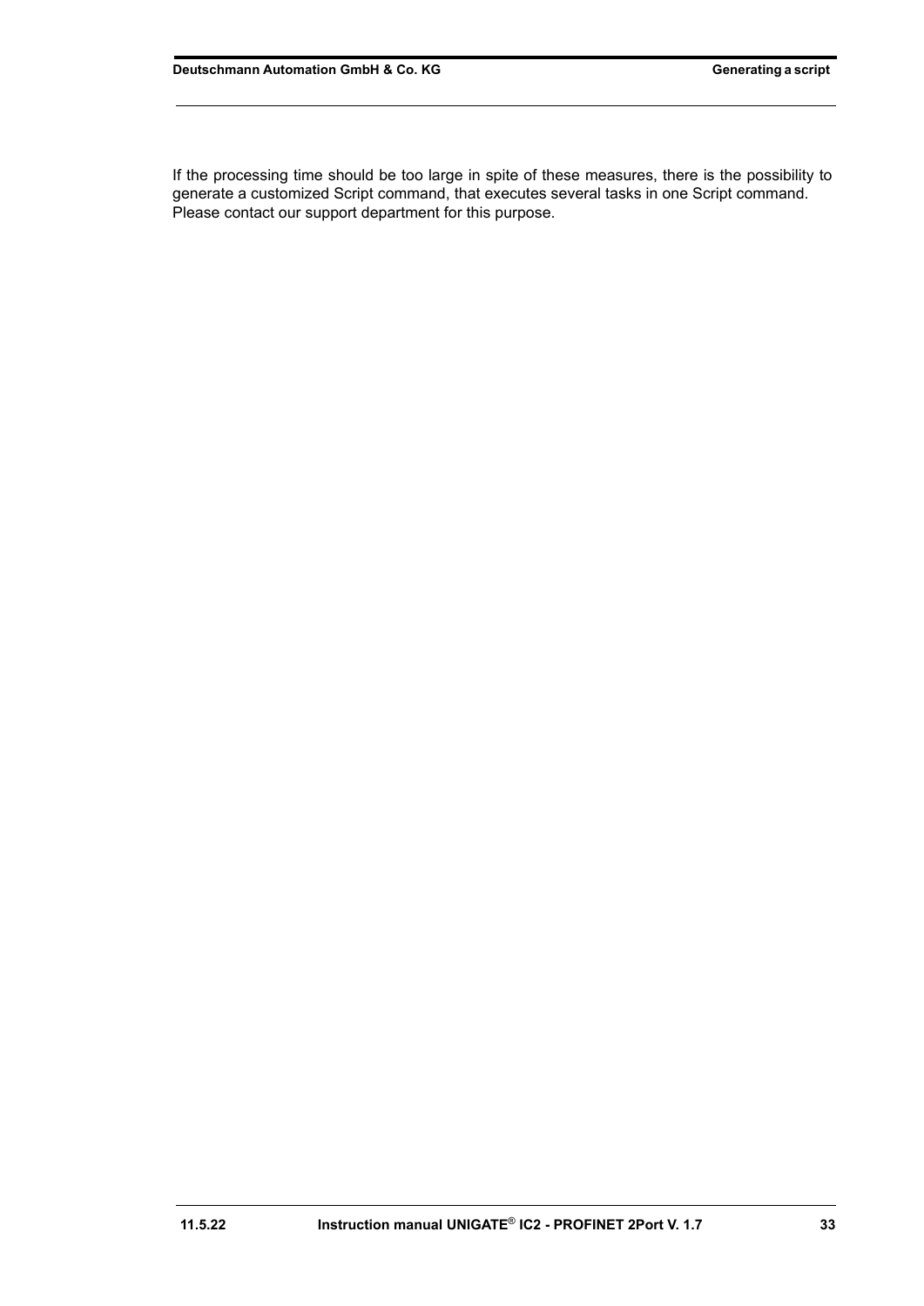If the processing time should be too large in spite of these measures, there is the possibility to generate a customized Script command, that executes several tasks in one Script command. Please contact our support department for this purpose.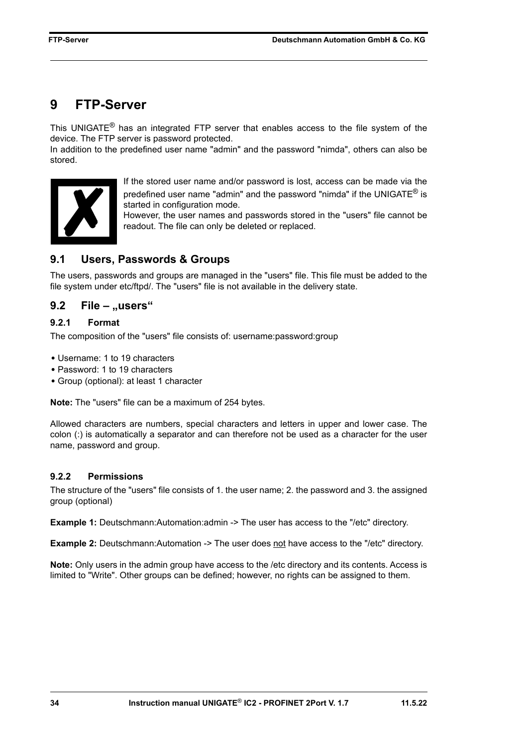# 9 FTP-Server

This UNIGATE® has an integrated FTP server that enables access to the file system of the device. The FTP server is password protected.
In addition to the predefined user name "admin" and the password "nimda", others can also be stored.

If the stored user name and/or password is lost, access can be made via the predefined user name "admin" and the password "nimda" if the UNIGATE® is started in configuration mode.
However, the user names and passwords stored in the "users" file cannot be readout. The file can only be deleted or replaced.

## 9.1 Users, Passwords & Groups

The users, passwords and groups are managed in the "users" file. This file must be added to the file system under etc/ftpd/. The "users" file is not available in the delivery state.

## 9.2 File – „users“

### 9.2.1 Format

The composition of the "users" file consists of: username:password:group

- Username: 1 to 19 characters
- Password: 1 to 19 characters
- Group (optional): at least 1 character

**Note:** The "users" file can be a maximum of 254 bytes.

Allowed characters are numbers, special characters and letters in upper and lower case. The colon (:) is automatically a separator and can therefore not be used as a character for the user name, password and group.

### 9.2.2 Permissions

The structure of the "users" file consists of 1. the user name; 2. the password and 3. the assigned group (optional)

**Example 1:** Deutschmann:Automation:admin -> The user has access to the "/etc" directory.

**Example 2:** Deutschmann:Automation -> The user does <u>not</u> have access to the "/etc" directory.

**Note:** Only users in the admin group have access to the /etc directory and its contents. Access is limited to "Write". Other groups can be defined; however, no rights can be assigned to them.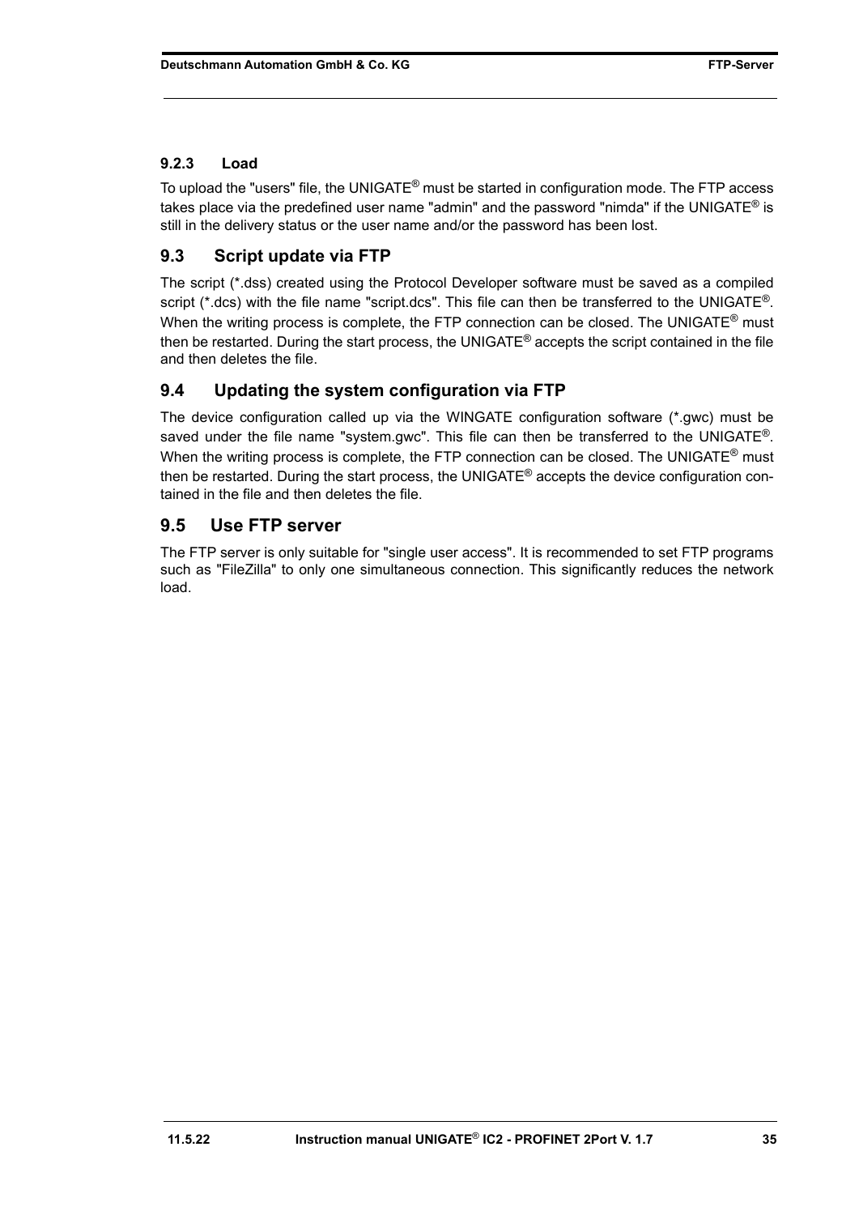### 9.2.3 Load

To upload the "users" file, the UNIGATE® must be started in configuration mode. The FTP access takes place via the predefined user name "admin" and the password "nimda" if the UNIGATE® is still in the delivery status or the user name and/or the password has been lost.

## 9.3 Script update via FTP

The script (*.dss) created using the Protocol Developer software must be saved as a compiled script (*.dcs) with the file name "script.dcs". This file can then be transferred to the UNIGATE®. When the writing process is complete, the FTP connection can be closed. The UNIGATE® must then be restarted. During the start process, the UNIGATE® accepts the script contained in the file and then deletes the file.

## 9.4 Updating the system configuration via FTP

The device configuration called up via the WINGATE configuration software (*.gwc) must be saved under the file name "system.gwc". This file can then be transferred to the UNIGATE®. When the writing process is complete, the FTP connection can be closed. The UNIGATE® must then be restarted. During the start process, the UNIGATE® accepts the device configuration contained in the file and then deletes the file.

## 9.5 Use FTP server

The FTP server is only suitable for "single user access". It is recommended to set FTP programs such as "FileZilla" to only one simultaneous connection. This significantly reduces the network load.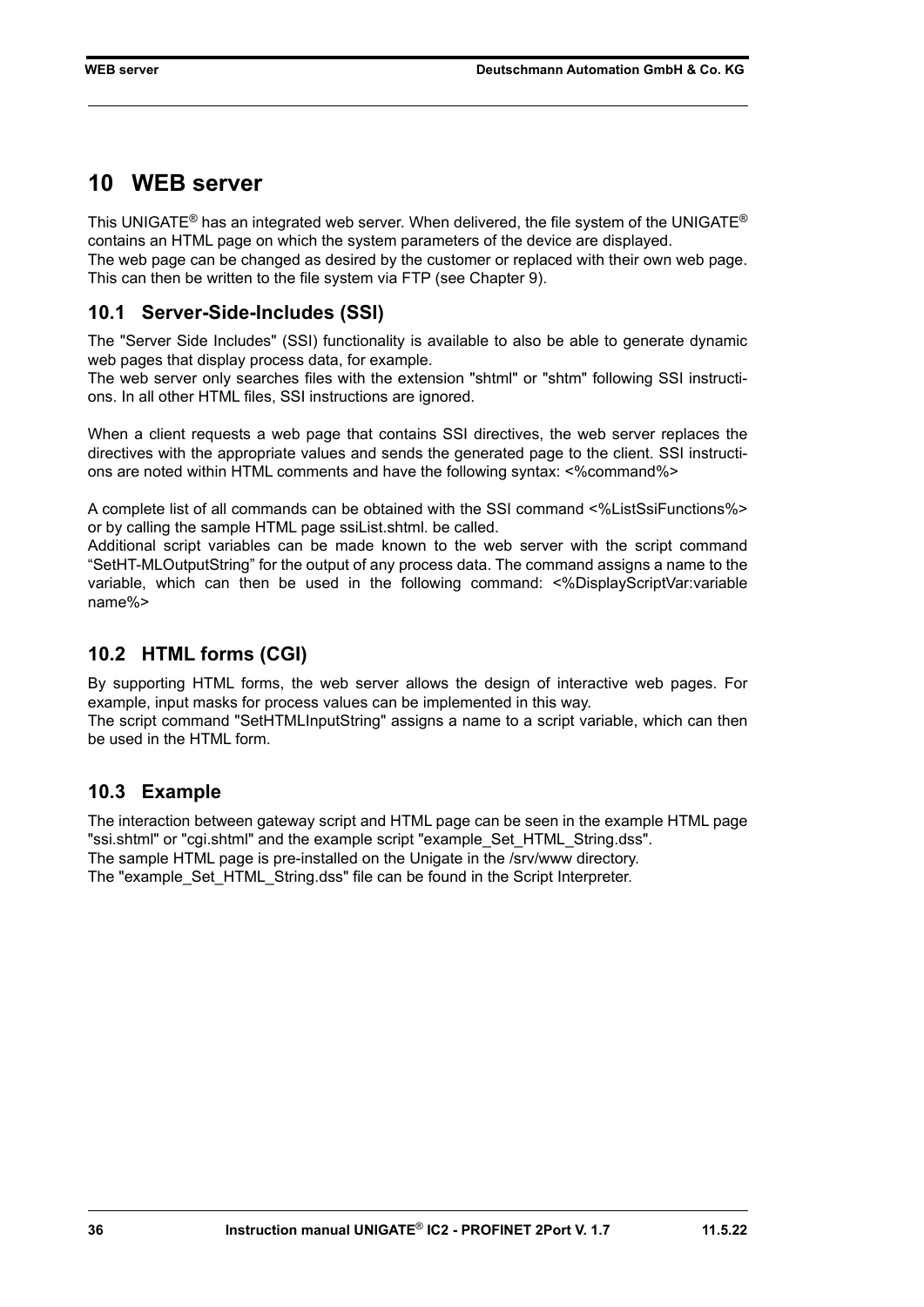# 10 WEB server

This UNIGATE® has an integrated web server. When delivered, the file system of the UNIGATE® contains an HTML page on which the system parameters of the device are displayed.
The web page can be changed as desired by the customer or replaced with their own web page. This can then be written to the file system via FTP (see Chapter 9).

## 10.1 Server-Side-Includes (SSI)

The "Server Side Includes" (SSI) functionality is available to also be able to generate dynamic web pages that display process data, for example.
The web server only searches files with the extension "shtml" or "shtm" following SSI instructions. In all other HTML files, SSI instructions are ignored.

When a client requests a web page that contains SSI directives, the web server replaces the directives with the appropriate values and sends the generated page to the client. SSI instructions are noted within HTML comments and have the following syntax: <%command%>

A complete list of all commands can be obtained with the SSI command <%ListSsiFunctions%> or by calling the sample HTML page ssiList.shtml. be called.
Additional script variables can be made known to the web server with the script command “SetHT-MLOutputString” for the output of any process data. The command assigns a name to the variable, which can then be used in the following command: <%DisplayScriptVar:variable name%>

## 10.2 HTML forms (CGI)

By supporting HTML forms, the web server allows the design of interactive web pages. For example, input masks for process values can be implemented in this way.
The script command "SetHTMLInputString" assigns a name to a script variable, which can then be used in the HTML form.

## 10.3 Example

The interaction between gateway script and HTML page can be seen in the example HTML page "ssi.shtml" or "cgi.shtml" and the example script "example_Set_HTML_String.dss".
The sample HTML page is pre-installed on the Unigate in the /srv/www directory.
The "example_Set_HTML_String.dss" file can be found in the Script Interpreter.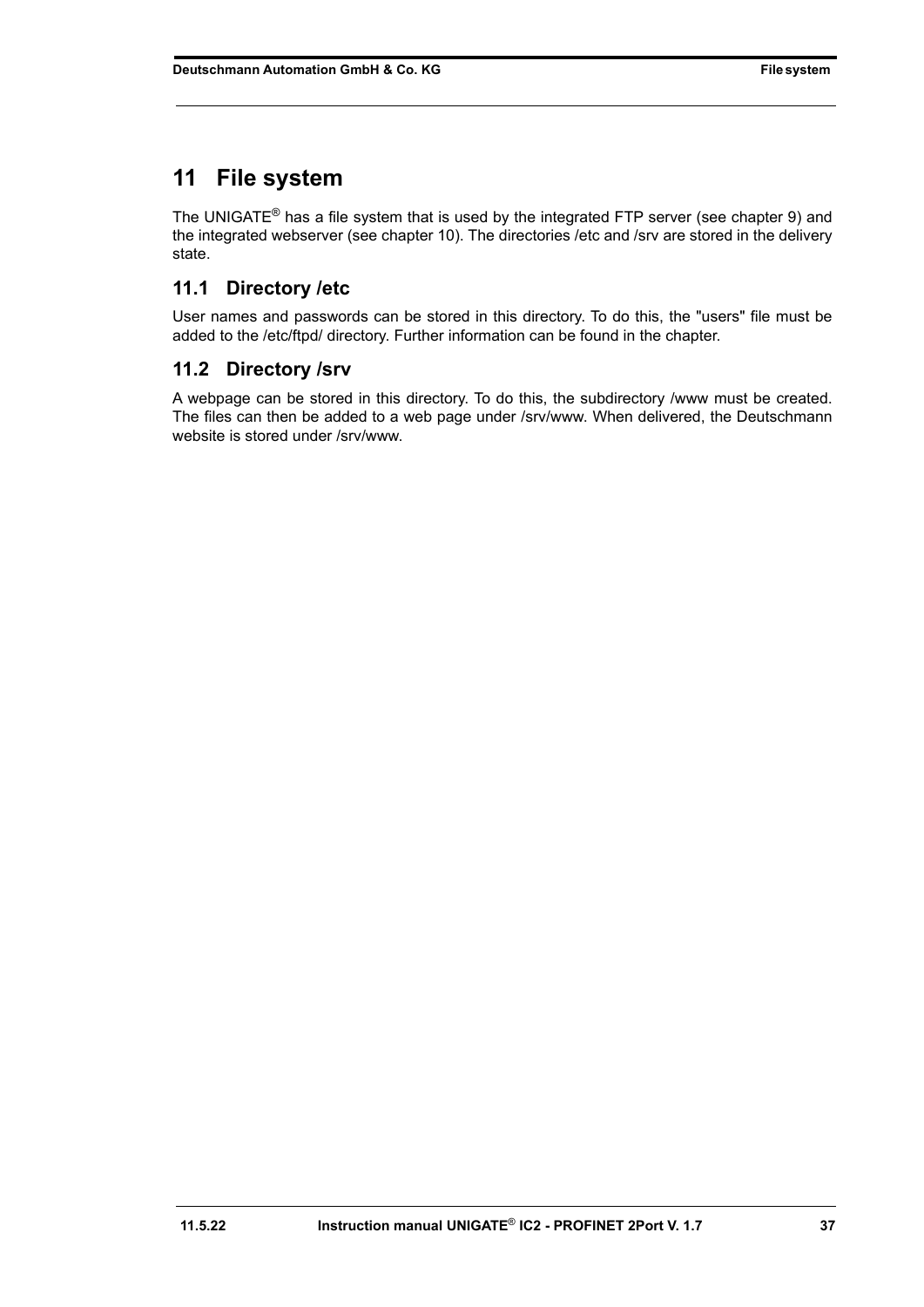# 11 File system

The UNIGATE® has a file system that is used by the integrated FTP server (see chapter 9) and the integrated webserver (see chapter 10). The directories /etc and /srv are stored in the delivery state.

## 11.1 Directory /etc

User names and passwords can be stored in this directory. To do this, the "users" file must be added to the /etc/ftpd/ directory. Further information can be found in the chapter.

## 11.2 Directory /srv

A webpage can be stored in this directory. To do this, the subdirectory /www must be created. The files can then be added to a web page under /srv/www. When delivered, the Deutschmann website is stored under /srv/www.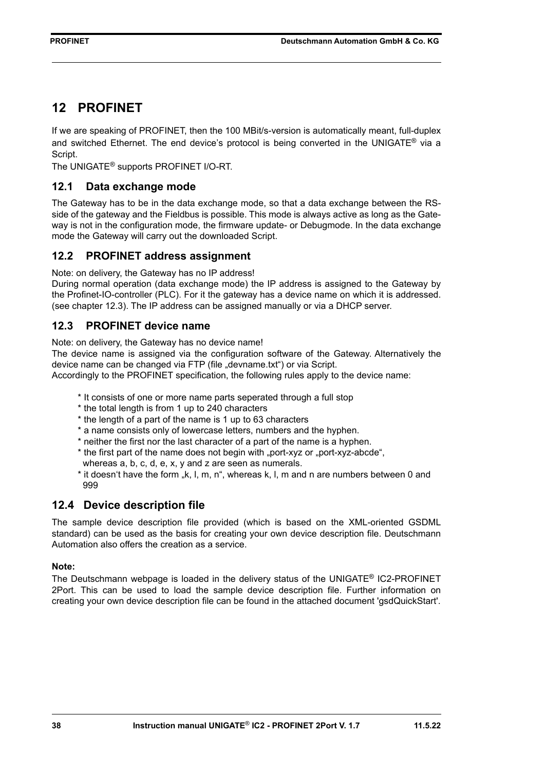# 12 PROFINET

If we are speaking of PROFINET, then the 100 MBit/s-version is automatically meant, full-duplex and switched Ethernet. The end device's protocol is being converted in the UNIGATE® via a Script.

The UNIGATE® supports PROFINET I/O-RT.

## 12.1 Data exchange mode

The Gateway has to be in the data exchange mode, so that a data exchange between the RS-side of the gateway and the Fieldbus is possible. This mode is always active as long as the Gateway is not in the configuration mode, the firmware update- or Debugmode. In the data exchange mode the Gateway will carry out the downloaded Script.

## 12.2 PROFINET address assignment

Note: on delivery, the Gateway has no IP address!

During normal operation (data exchange mode) the IP address is assigned to the Gateway by the Profinet-IO-controller (PLC). For it the gateway has a device name on which it is addressed. (see chapter 12.3). The IP address can be assigned manually or via a DHCP server.

## 12.3 PROFINET device name

Note: on delivery, the Gateway has no device name!

The device name is assigned via the configuration software of the Gateway. Alternatively the device name can be changed via FTP (file „devname.txt") or via Script.

Accordingly to the PROFINET specification, the following rules apply to the device name:

* It consists of one or more name parts seperated through a full stop
* the total length is from 1 up to 240 characters
* the length of a part of the name is 1 up to 63 characters
* a name consists only of lowercase letters, numbers and the hyphen.
* neither the first nor the last character of a part of the name is a hyphen.
* the first part of the name does not begin with „port-xyz or „port-xyz-abcde", whereas a, b, c, d, e, x, y and z are seen as numerals.
* it doesn't have the form „k, l, m, n", whereas k, l, m and n are numbers between 0 and 999

## 12.4 Device description file

The sample device description file provided (which is based on the XML-oriented GSDML standard) can be used as the basis for creating your own device description file. Deutschmann Automation also offers the creation as a service.

**Note:**

The Deutschmann webpage is loaded in the delivery status of the UNIGATE® IC2-PROFINET 2Port. This can be used to load the sample device description file. Further information on creating your own device description file can be found in the attached document 'gsdQuickStart'.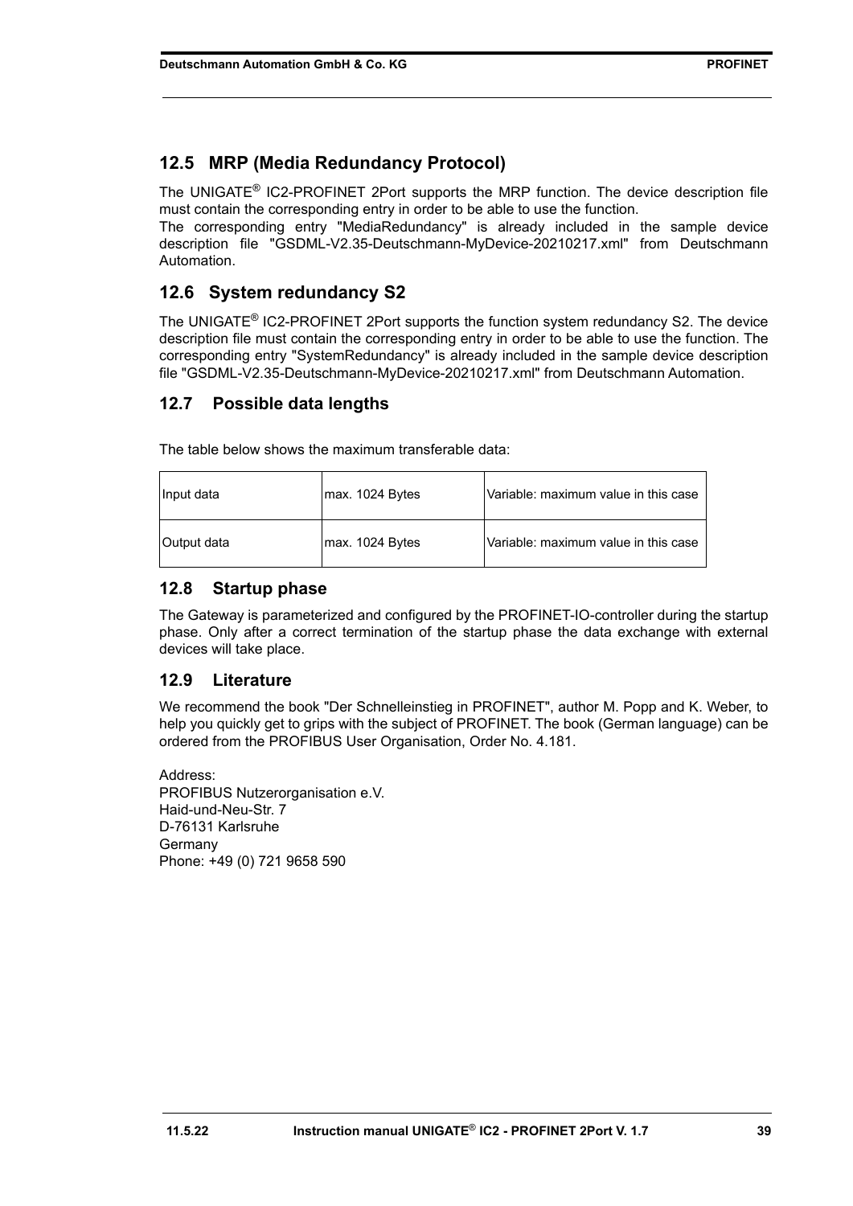## 12.5 MRP (Media Redundancy Protocol)

The UNIGATE® IC2-PROFINET 2Port supports the MRP function. The device description file must contain the corresponding entry in order to be able to use the function.
The corresponding entry "MediaRedundancy" is already included in the sample device description file "GSDML-V2.35-Deutschmann-MyDevice-20210217.xml" from Deutschmann Automation.

## 12.6 System redundancy S2

The UNIGATE® IC2-PROFINET 2Port supports the function system redundancy S2. The device description file must contain the corresponding entry in order to be able to use the function. The corresponding entry "SystemRedundancy" is already included in the sample device description file "GSDML-V2.35-Deutschmann-MyDevice-20210217.xml" from Deutschmann Automation.

## 12.7 Possible data lengths

The table below shows the maximum transferable data:

| | | |
|---|---|---|
| Input data | max. 1024 Bytes | Variable: maximum value in this case |
| Output data | max. 1024 Bytes | Variable: maximum value in this case |

## 12.8 Startup phase

The Gateway is parameterized and configured by the PROFINET-IO-controller during the startup phase. Only after a correct termination of the startup phase the data exchange with external devices will take place.

## 12.9 Literature

We recommend the book "Der Schnelleinstieg in PROFINET", author M. Popp and K. Weber, to help you quickly get to grips with the subject of PROFINET. The book (German language) can be ordered from the PROFIBUS User Organisation, Order No. 4.181.

Address:
PROFIBUS Nutzerorganisation e.V.
Haid-und-Neu-Str. 7
D-76131 Karlsruhe
Germany
Phone: +49 (0) 721 9658 590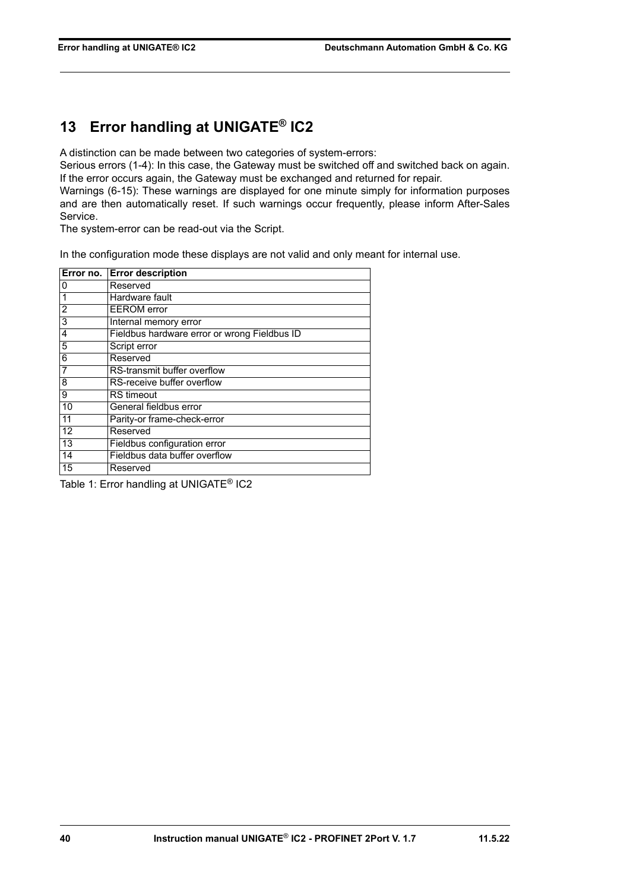# 13 Error handling at UNIGATE® IC2

A distinction can be made between two categories of system-errors:
Serious errors (1-4): In this case, the Gateway must be switched off and switched back on again. If the error occurs again, the Gateway must be exchanged and returned for repair.
Warnings (6-15): These warnings are displayed for one minute simply for information purposes and are then automatically reset. If such warnings occur frequently, please inform After-Sales Service.
The system-error can be read-out via the Script.

In the configuration mode these displays are not valid and only meant for internal use.

| Error no. | Error description |
|---|---|
| 0 | Reserved |
| 1 | Hardware fault |
| 2 | EEROM error |
| 3 | Internal memory error |
| 4 | Fieldbus hardware error or wrong Fieldbus ID |
| 5 | Script error |
| 6 | Reserved |
| 7 | RS-transmit buffer overflow |
| 8 | RS-receive buffer overflow |
| 9 | RS timeout |
| 10 | General fieldbus error |
| 11 | Parity-or frame-check-error |
| 12 | Reserved |
| 13 | Fieldbus configuration error |
| 14 | Fieldbus data buffer overflow |
| 15 | Reserved |

Table 1: Error handling at UNIGATE® IC2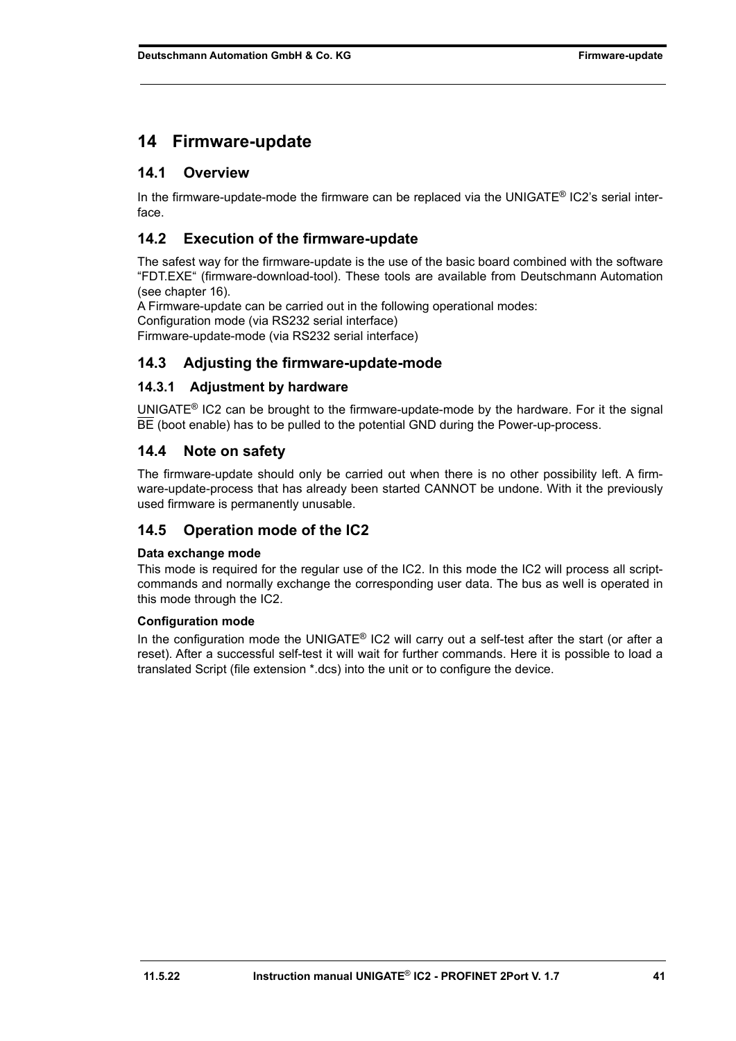# 14 Firmware-update

## 14.1 Overview

In the firmware-update-mode the firmware can be replaced via the UNIGATE® IC2's serial interface.

## 14.2 Execution of the firmware-update

The safest way for the firmware-update is the use of the basic board combined with the software “FDT.EXE“ (firmware-download-tool). These tools are available from Deutschmann Automation (see chapter 16).
A Firmware-update can be carried out in the following operational modes:
Configuration mode (via RS232 serial interface)
Firmware-update-mode (via RS232 serial interface)

## 14.3 Adjusting the firmware-update-mode

### 14.3.1 Adjustment by hardware

UNIGATE® IC2 can be brought to the firmware-update-mode by the hardware. For it the signal $\overline{\text{BE}}$ (boot enable) has to be pulled to the potential GND during the Power-up-process.

## 14.4 Note on safety

The firmware-update should only be carried out when there is no other possibility left. A firmware-update-process that has already been started CANNOT be undone. With it the previously used firmware is permanently unusable.

## 14.5 Operation mode of the IC2

**Data exchange mode**

This mode is required for the regular use of the IC2. In this mode the IC2 will process all script-commands and normally exchange the corresponding user data. The bus as well is operated in this mode through the IC2.

**Configuration mode**

In the configuration mode the UNIGATE® IC2 will carry out a self-test after the start (or after a reset). After a successful self-test it will wait for further commands. Here it is possible to load a translated Script (file extension *.dcs) into the unit or to configure the device.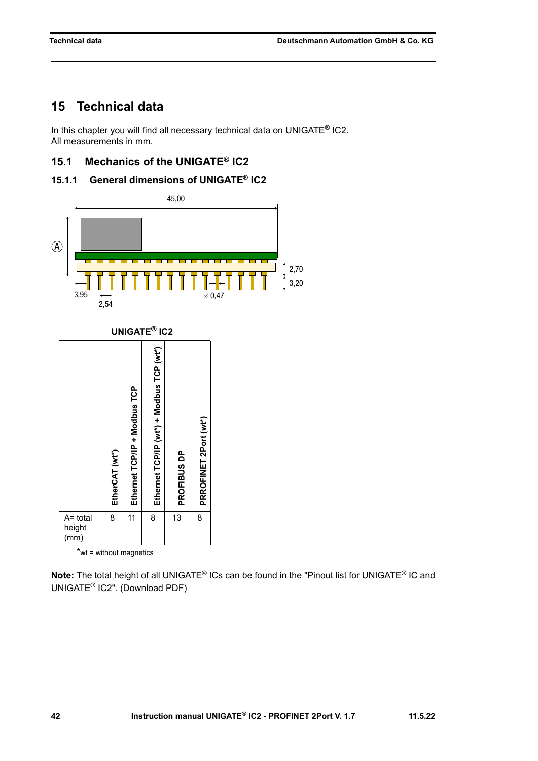# 15 Technical data

In this chapter you will find all necessary technical data on UNIGATE® IC2.
All measurements in mm.

## 15.1 Mechanics of the UNIGATE® IC2

### 15.1.1 General dimensions of UNIGATE® IC2

45,00

A

2,70

3,20

3,95

2,54

⌀ 0,47

**UNIGATE® IC2**

| | EtherCAT (wt*) | Ethernet TCP/IP + Modbus TCP | Ethernet TCP/IP (wt*) + Modbus TCP (wt*) | PROFIBUS DP | PRROFINET 2Port (wt*) |
|---|---|---|---|---|---|
| A= total height (mm) | 8 | 11 | 8 | 13 | 8 |

*wt = without magnetics

**Note:** The total height of all UNIGATE® ICs can be found in the "Pinout list for UNIGATE® IC and UNIGATE® IC2". (Download PDF)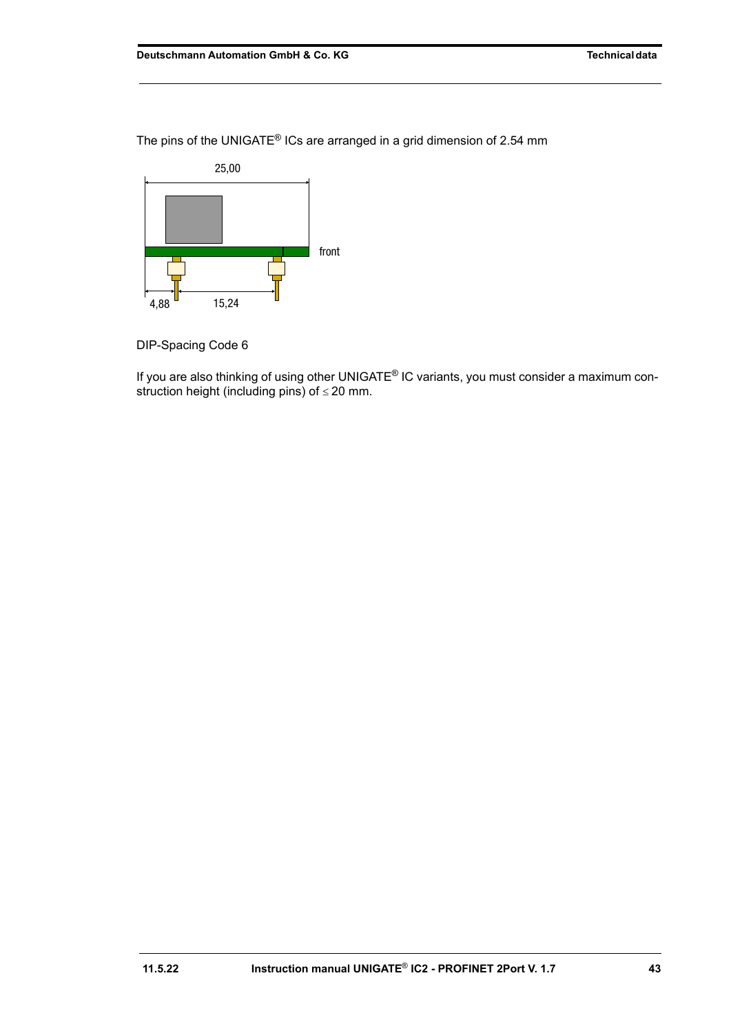The pins of the UNIGATE® ICs are arranged in a grid dimension of 2.54 mm

25,00

front

4,88

15,24

DIP-Spacing Code 6

If you are also thinking of using other UNIGATE® IC variants, you must consider a maximum construction height (including pins) of ≤ 20 mm.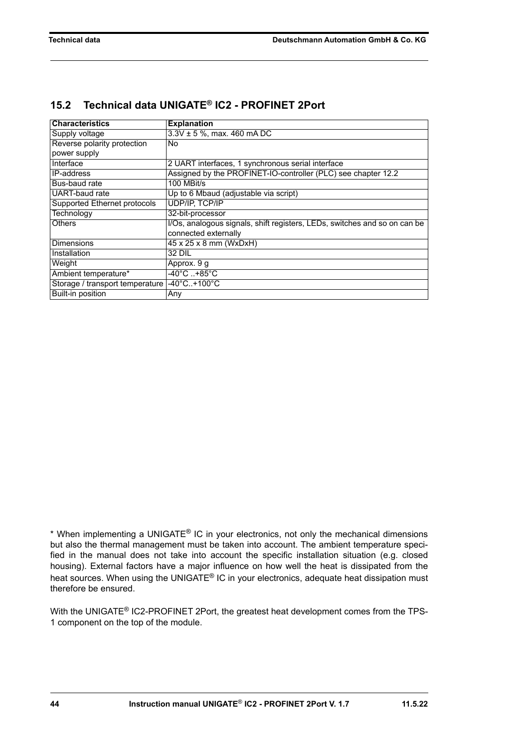## 15.2 Technical data UNIGATE® IC2 - PROFINET 2Port

| Characteristics | Explanation |
|---|---|
| Supply voltage | 3.3V ± 5 %, max. 460 mA DC |
| Reverse polarity protection power supply | No |
| Interface | 2 UART interfaces, 1 synchronous serial interface |
| IP-address | Assigned by the PROFINET-IO-controller (PLC) see chapter 12.2 |
| Bus-baud rate | 100 MBit/s |
| UART-baud rate | Up to 6 Mbaud (adjustable via script) |
| Supported Ethernet protocols | UDP/IP, TCP/IP |
| Technology | 32-bit-processor |
| Others | I/Os, analogous signals, shift registers, LEDs, switches and so on can be connected externally |
| Dimensions | 45 x 25 x 8 mm (WxDxH) |
| Installation | 32 DIL |
| Weight | Approx. 9 g |
| Ambient temperature* | -40°C ..+85°C |
| Storage / transport temperature | -40°C..+100°C |
| Built-in position | Any |

* When implementing a UNIGATE® IC in your electronics, not only the mechanical dimensions but also the thermal management must be taken into account. The ambient temperature specified in the manual does not take into account the specific installation situation (e.g. closed housing). External factors have a major influence on how well the heat is dissipated from the heat sources. When using the UNIGATE® IC in your electronics, adequate heat dissipation must therefore be ensured.

With the UNIGATE® IC2-PROFINET 2Port, the greatest heat development comes from the TPS-1 component on the top of the module.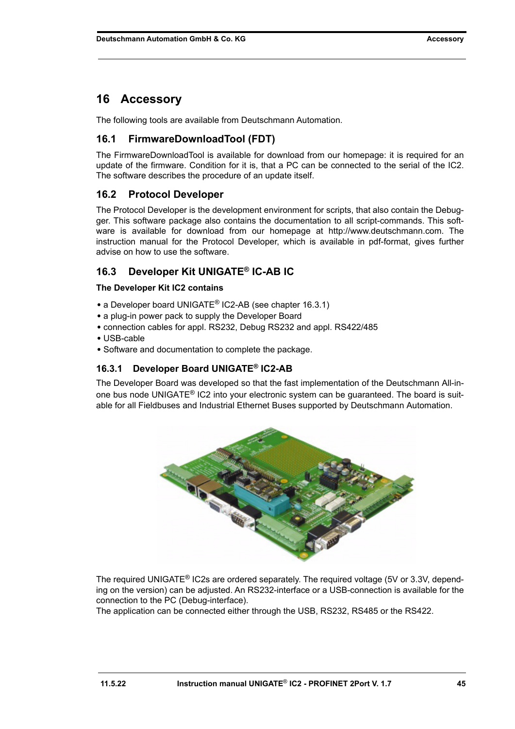# 16 Accessory

The following tools are available from Deutschmann Automation.

## 16.1 FirmwareDownloadTool (FDT)

The FirmwareDownloadTool is available for download from our homepage: it is required for an update of the firmware. Condition for it is, that a PC can be connected to the serial of the IC2. The software describes the procedure of an update itself.

## 16.2 Protocol Developer

The Protocol Developer is the development environment for scripts, that also contain the Debugger. This software package also contains the documentation to all script-commands. This software is available for download from our homepage at http://www.deutschmann.com. The instruction manual for the Protocol Developer, which is available in pdf-format, gives further advise on how to use the software.

## 16.3 Developer Kit UNIGATE® IC-AB IC

**The Developer Kit IC2 contains**

- a Developer board UNIGATE® IC2-AB (see chapter 16.3.1)
- a plug-in power pack to supply the Developer Board
- connection cables for appl. RS232, Debug RS232 and appl. RS422/485
- USB-cable
- Software and documentation to complete the package.

### 16.3.1 Developer Board UNIGATE® IC2-AB

The Developer Board was developed so that the fast implementation of the Deutschmann All-in-one bus node UNIGATE® IC2 into your electronic system can be guaranteed. The board is suitable for all Fieldbuses and Industrial Ethernet Buses supported by Deutschmann Automation.

The required UNIGATE® IC2s are ordered separately. The required voltage (5V or 3.3V, depending on the version) can be adjusted. An RS232-interface or a USB-connection is available for the connection to the PC (Debug-interface).

The application can be connected either through the USB, RS232, RS485 or the RS422.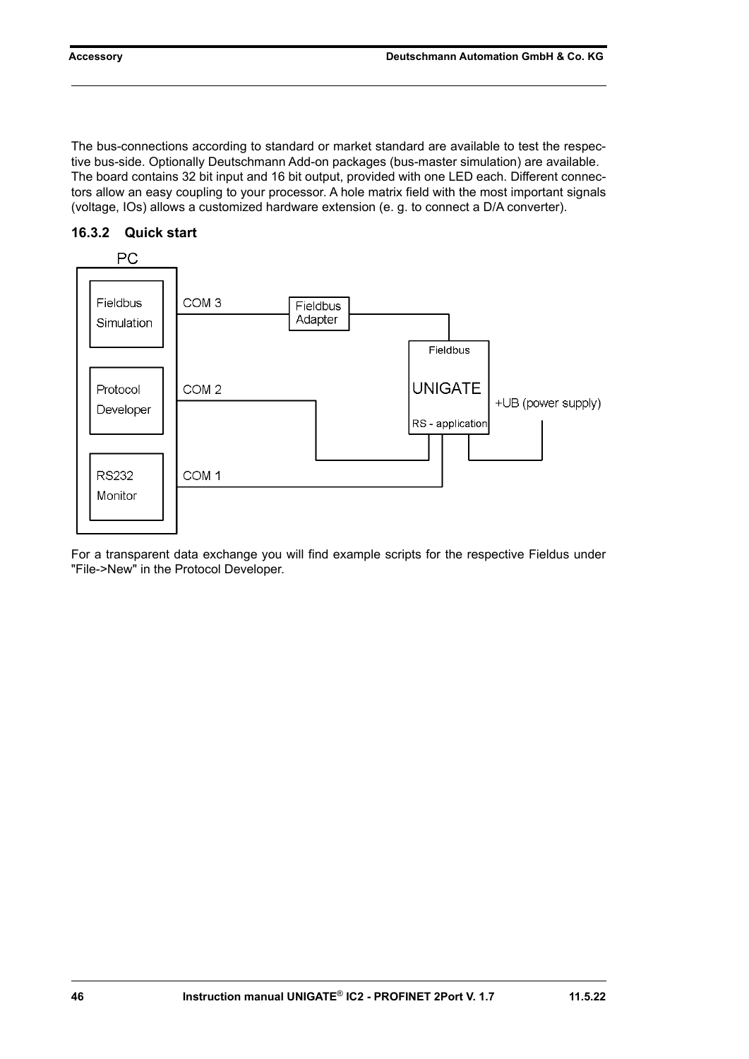The bus-connections according to standard or market standard are available to test the respective bus-side. Optionally Deutschmann Add-on packages (bus-master simulation) are available. The board contains 32 bit input and 16 bit output, provided with one LED each. Different connectors allow an easy coupling to your processor. A hole matrix field with the most important signals (voltage, IOs) allows a customized hardware extension (e. g. to connect a D/A converter).

### 16.3.2 Quick start

PC

Fieldbus Simulation

Protocol Developer

RS232 Monitor

COM 3

COM 2

COM 1

Fieldbus Adapter

Fieldbus

UNIGATE

RS - application

+UB (power supply)

For a transparent data exchange you will find example scripts for the respective Fieldus under "File->New" in the Protocol Developer.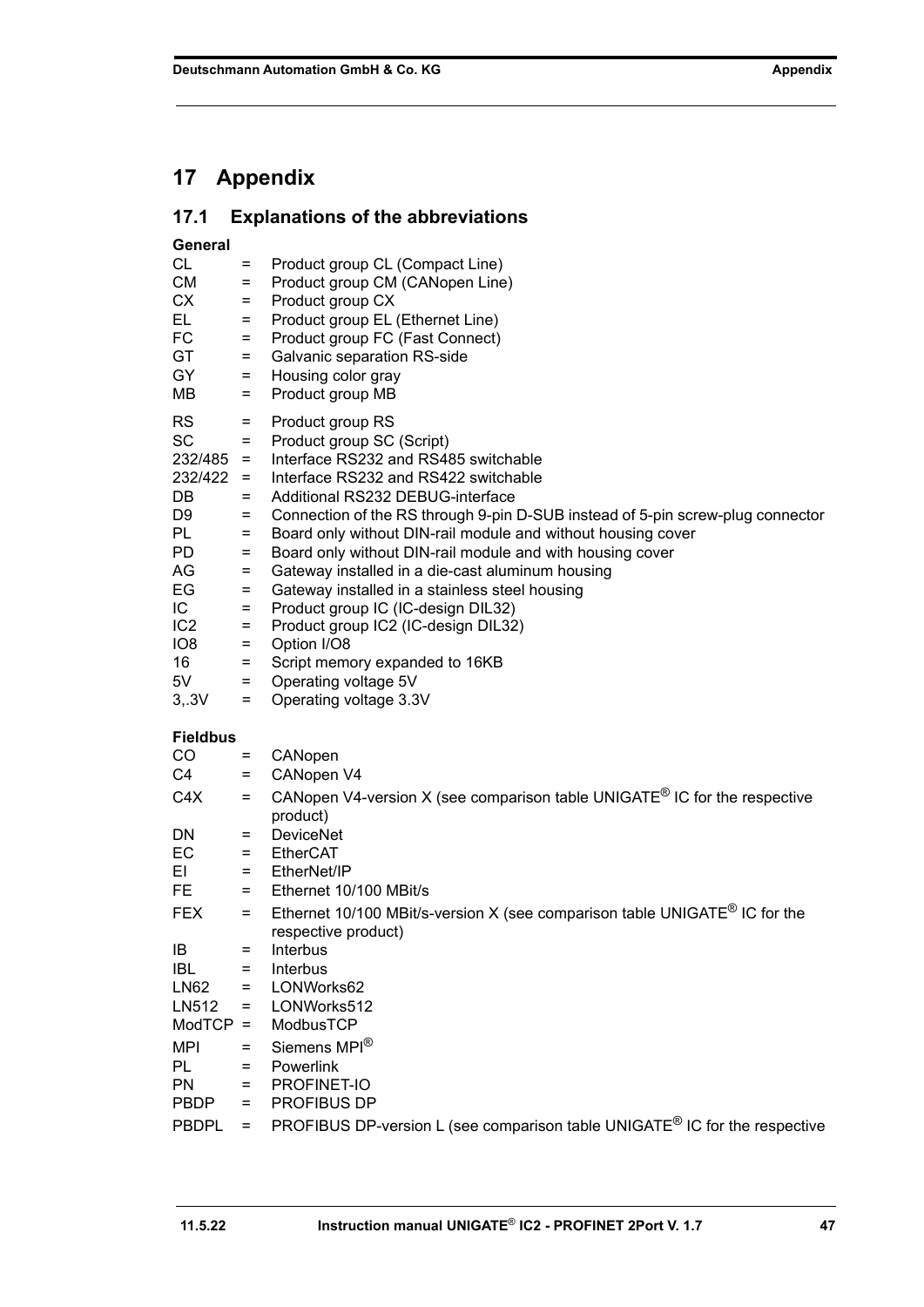# 17 Appendix

## 17.1 Explanations of the abbreviations

**General**

| | | |
|---|---|---|
| CL | = | Product group CL (Compact Line) |
| CM | = | Product group CM (CANopen Line) |
| CX | = | Product group CX |
| EL | = | Product group EL (Ethernet Line) |
| FC | = | Product group FC (Fast Connect) |
| GT | = | Galvanic separation RS-side |
| GY | = | Housing color gray |
| MB | = | Product group MB |
| RS | = | Product group RS |
| SC | = | Product group SC (Script) |
| 232/485 | = | Interface RS232 and RS485 switchable |
| 232/422 | = | Interface RS232 and RS422 switchable |
| DB | = | Additional RS232 DEBUG-interface |
| D9 | = | Connection of the RS through 9-pin D-SUB instead of 5-pin screw-plug connector |
| PL | = | Board only without DIN-rail module and without housing cover |
| PD | = | Board only without DIN-rail module and with housing cover |
| AG | = | Gateway installed in a die-cast aluminum housing |
| EG | = | Gateway installed in a stainless steel housing |
| IC | = | Product group IC (IC-design DIL32) |
| IC2 | = | Product group IC2 (IC-design DIL32) |
| IO8 | = | Option I/O8 |
| 16 | = | Script memory expanded to 16KB |
| 5V | = | Operating voltage 5V |
| 3,.3V | = | Operating voltage 3.3V |

**Fieldbus**

| | | |
|---|---|---|
| CO | = | CANopen |
| C4 | = | CANopen V4 |
| C4X | = | CANopen V4-version X (see comparison table UNIGATE® IC for the respective product) |
| DN | = | DeviceNet |
| EC | = | EtherCAT |
| EI | = | EtherNet/IP |
| FE | = | Ethernet 10/100 MBit/s |
| FEX | = | Ethernet 10/100 MBit/s-version X (see comparison table UNIGATE® IC for the respective product) |
| IB | = | Interbus |
| IBL | = | Interbus |
| LN62 | = | LONWorks62 |
| LN512 | = | LONWorks512 |
| ModTCP | = | ModbusTCP |
| MPI | = | Siemens MPI® |
| PL | = | Powerlink |
| PN | = | PROFINET-IO |
| PBDP | = | PROFIBUS DP |
| PBDPL | = | PROFIBUS DP-version L (see comparison table UNIGATE® IC for the respective |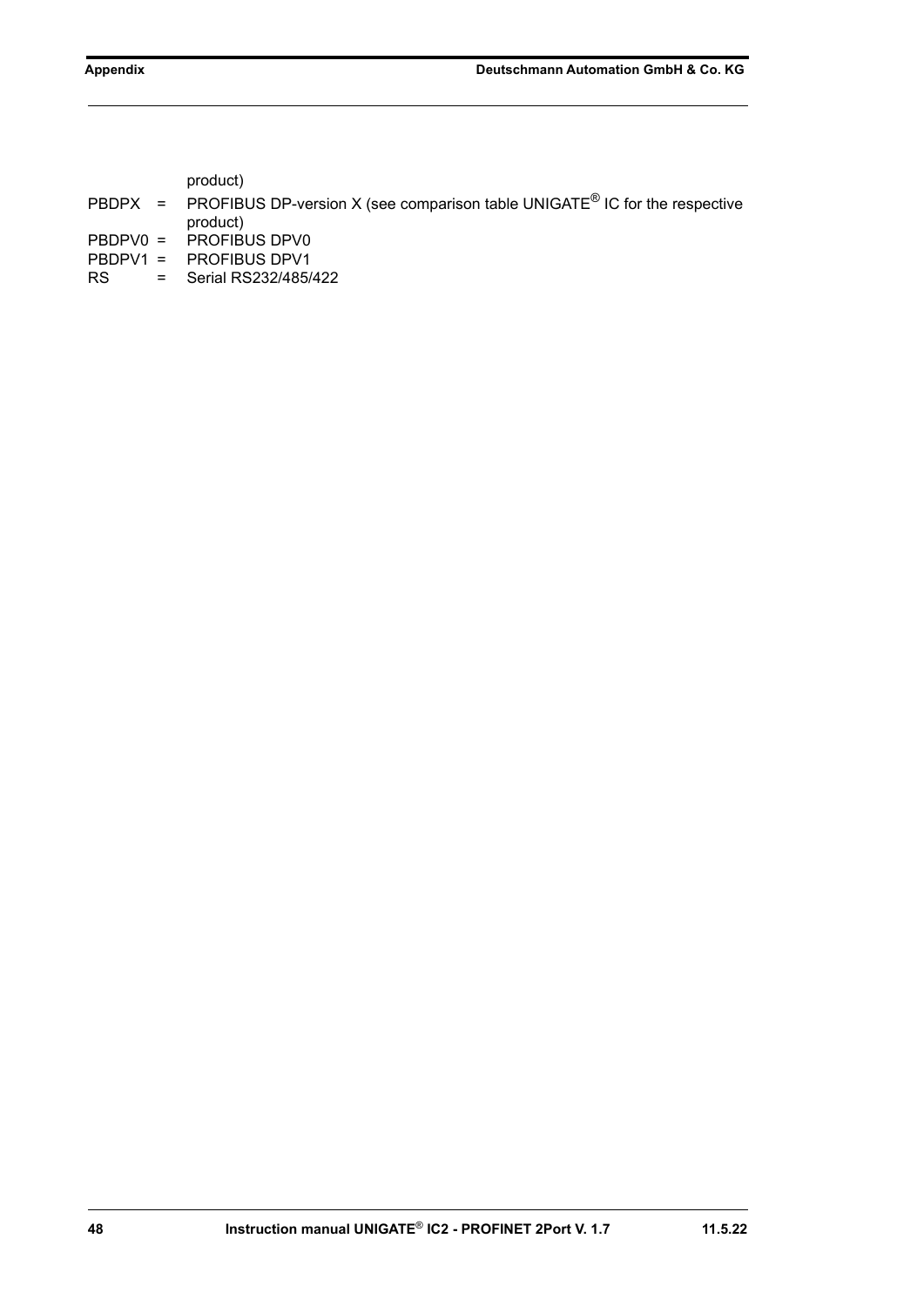product)

PBDPX = PROFIBUS DP-version X (see comparison table UNIGATE® IC for the respective product)
PBDPV0 = PROFIBUS DPV0
PBDPV1 = PROFIBUS DPV1
RS = Serial RS232/485/422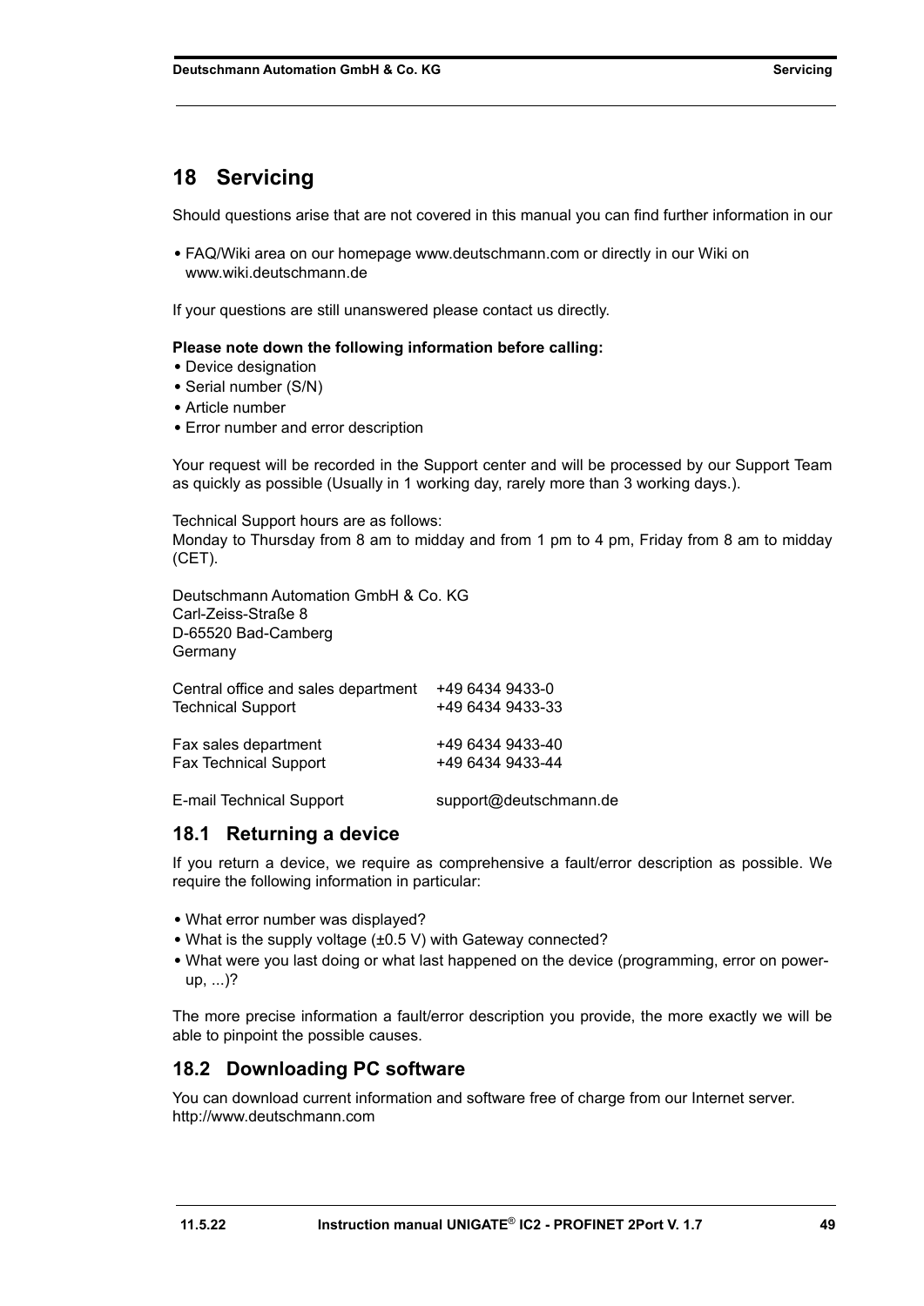# 18 Servicing

Should questions arise that are not covered in this manual you can find further information in our

- FAQ/Wiki area on our homepage www.deutschmann.com or directly in our Wiki on www.wiki.deutschmann.de

If your questions are still unanswered please contact us directly.

**Please note down the following information before calling:**

- Device designation
- Serial number (S/N)
- Article number
- Error number and error description

Your request will be recorded in the Support center and will be processed by our Support Team as quickly as possible (Usually in 1 working day, rarely more than 3 working days.).

Technical Support hours are as follows:
Monday to Thursday from 8 am to midday and from 1 pm to 4 pm, Friday from 8 am to midday (CET).

Deutschmann Automation GmbH & Co. KG
Carl-Zeiss-Straße 8
D-65520 Bad-Camberg
Germany

| | |
|---|---|
| Central office and sales department | +49 6434 9433-0 |
| Technical Support | +49 6434 9433-33 |
| | |
| Fax sales department | +49 6434 9433-40 |
| Fax Technical Support | +49 6434 9433-44 |
| | |
| E-mail Technical Support | support@deutschmann.de |

## 18.1 Returning a device

If you return a device, we require as comprehensive a fault/error description as possible. We require the following information in particular:

- What error number was displayed?
- What is the supply voltage (±0.5 V) with Gateway connected?
- What were you last doing or what last happened on the device (programming, error on power-up, ...)?

The more precise information a fault/error description you provide, the more exactly we will be able to pinpoint the possible causes.

## 18.2 Downloading PC software

You can download current information and software free of charge from our Internet server.
http://www.deutschmann.com